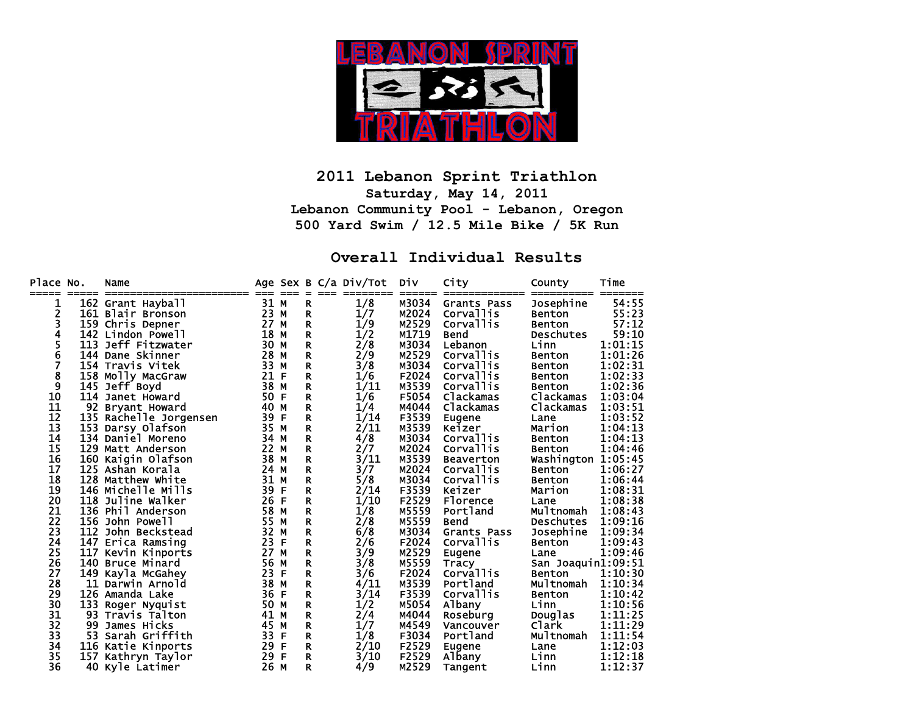# 2011 Lebanon Sprint Triathlon

### Saturday, May 14, 2011
### Lebanon Community Pool - Lebanon, Oregon
### 500 Yard Swim / 12.5 Mile Bike / 5K Run

## Overall Individual Results

| Place | No. | Name | Age | Sex | B | C/a | Div/Tot | Div | City | County | Time |
|---|---|---|---|---|---|---|---|---|---|---|---|
| 1 | 162 | Grant Hayball | 31 | M | R | | 1/8 | M3034 | Grants Pass | Josephine | 54:55 |
| 2 | 161 | Blair Bronson | 23 | M | R | | 1/7 | M2024 | Corvallis | Benton | 55:23 |
| 3 | 159 | Chris Depner | 27 | M | R | | 1/9 | M2529 | Corvallis | Benton | 57:12 |
| 4 | 142 | Lindon Powell | 18 | M | R | | 1/2 | M1719 | Bend | Deschutes | 59:10 |
| 5 | 113 | Jeff Fitzwater | 30 | M | R | | 2/8 | M3034 | Lebanon | Linn | 1:01:15 |
| 6 | 144 | Dane Skinner | 28 | M | R | | 2/9 | M2529 | Corvallis | Benton | 1:01:26 |
| 7 | 154 | Travis Vitek | 33 | M | R | | 3/8 | M3034 | Corvallis | Benton | 1:02:31 |
| 8 | 158 | Molly MacGraw | 21 | F | R | | 1/6 | F2024 | Corvallis | Benton | 1:02:33 |
| 9 | 145 | Jeff Boyd | 38 | M | R | | 1/11 | M3539 | Corvallis | Benton | 1:02:36 |
| 10 | 114 | Janet Howard | 50 | F | R | | 1/6 | F5054 | Clackamas | Clackamas | 1:03:04 |
| 11 | 92 | Bryant Howard | 40 | M | R | | 1/4 | M4044 | Clackamas | Clackamas | 1:03:51 |
| 12 | 135 | Rachelle Jorgensen | 39 | F | R | | 1/14 | F3539 | Eugene | Lane | 1:03:52 |
| 13 | 153 | Darsy Olafson | 35 | M | R | | 2/11 | M3539 | Keizer | Marion | 1:04:13 |
| 14 | 134 | Daniel Moreno | 34 | M | R | | 4/8 | M3034 | Corvallis | Benton | 1:04:13 |
| 15 | 129 | Matt Anderson | 22 | M | R | | 2/7 | M2024 | Corvallis | Benton | 1:04:46 |
| 16 | 160 | Kaigin Olafson | 38 | M | R | | 3/11 | M3539 | Beaverton | Washington | 1:05:45 |
| 17 | 125 | Ashan Korala | 24 | M | R | | 3/7 | M2024 | Corvallis | Benton | 1:06:27 |
| 18 | 128 | Matthew White | 31 | M | R | | 5/8 | M3034 | Corvallis | Benton | 1:06:44 |
| 19 | 146 | Michelle Mills | 39 | F | R | | 2/14 | F3539 | Keizer | Marion | 1:08:31 |
| 20 | 118 | Juline Walker | 26 | F | R | | 1/10 | F2529 | Florence | Lane | 1:08:38 |
| 21 | 136 | Phil Anderson | 58 | M | R | | 1/8 | M5559 | Portland | Multnomah | 1:08:43 |
| 22 | 156 | John Powell | 55 | M | R | | 2/8 | M5559 | Bend | Deschutes | 1:09:16 |
| 23 | 112 | John Beckstead | 32 | M | R | | 6/8 | M3034 | Grants Pass | Josephine | 1:09:34 |
| 24 | 147 | Erica Ramsing | 23 | F | R | | 2/6 | F2024 | Corvallis | Benton | 1:09:43 |
| 25 | 117 | Kevin Kinports | 27 | M | R | | 3/9 | M2529 | Eugene | Lane | 1:09:46 |
| 26 | 140 | Bruce Minard | 56 | M | R | | 3/8 | M5559 | Tracy | San Joaquin | 1:09:51 |
| 27 | 149 | Kayla McGahey | 23 | F | R | | 3/6 | F2024 | Corvallis | Benton | 1:10:30 |
| 28 | 11 | Darwin Arnold | 38 | M | R | | 4/11 | M3539 | Portland | Multnomah | 1:10:34 |
| 29 | 126 | Amanda Lake | 36 | F | R | | 3/14 | F3539 | Corvallis | Benton | 1:10:42 |
| 30 | 133 | Roger Nyquist | 50 | M | R | | 1/2 | M5054 | Albany | Linn | 1:10:56 |
| 31 | 93 | Travis Talton | 41 | M | R | | 2/4 | M4044 | Roseburg | Douglas | 1:11:25 |
| 32 | 99 | James Hicks | 45 | M | R | | 1/7 | M4549 | Vancouver | Clark | 1:11:29 |
| 33 | 53 | Sarah Griffith | 33 | F | R | | 1/8 | F3034 | Portland | Multnomah | 1:11:54 |
| 34 | 116 | Katie Kinports | 29 | F | R | | 2/10 | F2529 | Eugene | Lane | 1:12:03 |
| 35 | 157 | Kathryn Taylor | 29 | F | R | | 3/10 | F2529 | Albany | Linn | 1:12:18 |
| 36 | 40 | Kyle Latimer | 26 | M | R | | 4/9 | M2529 | Tangent | Linn | 1:12:37 |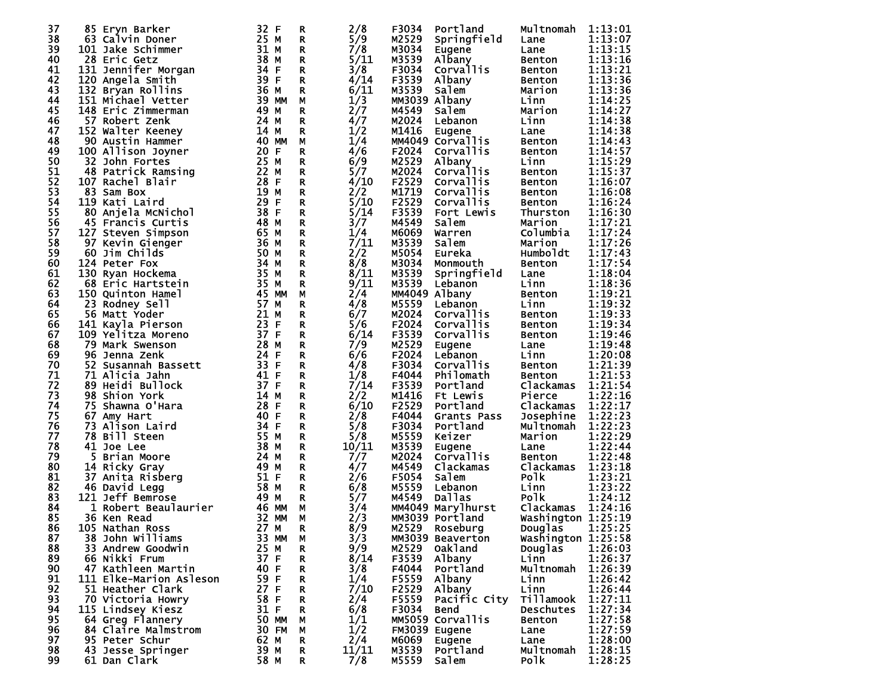| | | | | | | | | | | |
|---|---|---|---|---|---|---|---|---|---|---|
| 37 | 85 | Eryn Barker | 32 | F | R | 2/8 | F3034 | Portland | Multnomah | 1:13:01 |
| 38 | 63 | Calvin Doner | 25 | M | R | 5/9 | M2529 | Springfield | Lane | 1:13:07 |
| 39 | 101 | Jake Schimmer | 31 | M | R | 7/8 | M3034 | Eugene | Lane | 1:13:15 |
| 40 | 28 | Eric Getz | 38 | M | R | 5/11 | M3539 | Albany | Benton | 1:13:16 |
| 41 | 131 | Jennifer Morgan | 34 | F | R | 3/8 | F3034 | Corvallis | Benton | 1:13:21 |
| 42 | 120 | Angela Smith | 39 | F | R | 4/14 | F3539 | Albany | Benton | 1:13:36 |
| 43 | 132 | Bryan Rollins | 36 | M | R | 6/11 | M3539 | Salem | Marion | 1:13:36 |
| 44 | 151 | Michael Vetter | 39 | MM | M | 1/3 | MM3039 | Albany | Linn | 1:14:25 |
| 45 | 148 | Eric Zimmerman | 49 | M | R | 2/7 | M4549 | Salem | Marion | 1:14:27 |
| 46 | 57 | Robert Zenk | 24 | M | R | 4/7 | M2024 | Lebanon | Linn | 1:14:38 |
| 47 | 152 | Walter Keeney | 14 | M | R | 1/2 | M1416 | Eugene | Lane | 1:14:38 |
| 48 | 90 | Austin Hammer | 40 | MM | M | 1/4 | MM4049 | Corvallis | Benton | 1:14:43 |
| 49 | 100 | Allison Joyner | 20 | F | R | 4/6 | F2024 | Corvallis | Benton | 1:14:57 |
| 50 | 32 | John Fortes | 25 | M | R | 6/9 | M2529 | Albany | Linn | 1:15:29 |
| 51 | 48 | Patrick Ramsing | 22 | M | R | 5/7 | M2024 | Corvallis | Benton | 1:15:37 |
| 52 | 107 | Rachel Blair | 28 | F | R | 4/10 | F2529 | Corvallis | Benton | 1:16:07 |
| 53 | 83 | Sam Box | 19 | M | R | 2/2 | M1719 | Corvallis | Benton | 1:16:08 |
| 54 | 119 | Kati Laird | 29 | F | R | 5/10 | F2529 | Corvallis | Benton | 1:16:24 |
| 55 | 80 | Anjela McNichol | 38 | F | R | 5/14 | F3539 | Fort Lewis | Thurston | 1:16:30 |
| 56 | 45 | Francis Curtis | 48 | M | R | 3/7 | M4549 | Salem | Marion | 1:17:21 |
| 57 | 127 | Steven Simpson | 65 | M | R | 1/4 | M6069 | Warren | Columbia | 1:17:24 |
| 58 | 97 | Kevin Gienger | 36 | M | R | 7/11 | M3539 | Salem | Marion | 1:17:26 |
| 59 | 60 | Jim Childs | 50 | M | R | 2/2 | M5054 | Eureka | Humboldt | 1:17:43 |
| 60 | 124 | Peter Fox | 34 | M | R | 8/8 | M3034 | Monmouth | Benton | 1:17:54 |
| 61 | 130 | Ryan Hockema | 35 | M | R | 8/11 | M3539 | Springfield | Lane | 1:18:04 |
| 62 | 68 | Eric Hartstein | 35 | M | R | 9/11 | M3539 | Lebanon | Linn | 1:18:36 |
| 63 | 150 | Quinton Hamel | 45 | MM | M | 2/4 | MM4049 | Albany | Benton | 1:19:21 |
| 64 | 23 | Rodney Sell | 57 | M | R | 4/8 | M5559 | Lebanon | Linn | 1:19:32 |
| 65 | 56 | Matt Yoder | 21 | M | R | 6/7 | M2024 | Corvallis | Benton | 1:19:33 |
| 66 | 141 | Kayla Pierson | 23 | F | R | 5/6 | F2024 | Corvallis | Benton | 1:19:34 |
| 67 | 109 | Yelitza Moreno | 37 | F | R | 6/14 | F3539 | Corvallis | Benton | 1:19:46 |
| 68 | 79 | Mark Swenson | 28 | M | R | 7/9 | M2529 | Eugene | Lane | 1:19:48 |
| 69 | 96 | Jenna Zenk | 24 | F | R | 6/6 | F2024 | Lebanon | Linn | 1:20:08 |
| 70 | 52 | Susannah Bassett | 33 | F | R | 4/8 | F3034 | Corvallis | Benton | 1:21:39 |
| 71 | 71 | Alicia Jahn | 41 | F | R | 1/8 | F4044 | Philomath | Benton | 1:21:53 |
| 72 | 89 | Heidi Bullock | 37 | F | R | 7/14 | F3539 | Portland | Clackamas | 1:21:54 |
| 73 | 98 | Shion York | 14 | M | R | 2/2 | M1416 | Ft Lewis | Pierce | 1:22:16 |
| 74 | 75 | Shawna O'Hara | 28 | F | R | 6/10 | F2529 | Portland | Clackamas | 1:22:17 |
| 75 | 67 | Amy Hart | 40 | F | R | 2/8 | F4044 | Grants Pass | Josephine | 1:22:23 |
| 76 | 73 | Alison Laird | 34 | F | R | 5/8 | F3034 | Portland | Multnomah | 1:22:23 |
| 77 | 78 | Bill Steen | 55 | M | R | 5/8 | M5559 | Keizer | Marion | 1:22:29 |
| 78 | 41 | Joe Lee | 38 | M | R | 10/11 | M3539 | Eugene | Lane | 1:22:44 |
| 79 | 5 | Brian Moore | 24 | M | R | 7/7 | M2024 | Corvallis | Benton | 1:22:48 |
| 80 | 14 | Ricky Gray | 49 | M | R | 4/7 | M4549 | Clackamas | Clackamas | 1:23:18 |
| 81 | 37 | Anita Risberg | 51 | F | R | 2/6 | F5054 | Salem | Polk | 1:23:21 |
| 82 | 46 | David Legg | 58 | M | R | 6/8 | M5559 | Lebanon | Linn | 1:23:22 |
| 83 | 121 | Jeff Bemrose | 49 | M | R | 5/7 | M4549 | Dallas | Polk | 1:24:12 |
| 84 | 1 | Robert Beaulaurier | 46 | MM | M | 3/4 | MM4049 | Marylhurst | Clackamas | 1:24:16 |
| 85 | 36 | Ken Read | 32 | MM | M | 2/3 | MM3039 | Portland | Washington | 1:25:19 |
| 86 | 105 | Nathan Ross | 27 | M | R | 8/9 | M2529 | Roseburg | Douglas | 1:25:25 |
| 87 | 38 | John Williams | 33 | MM | M | 3/3 | MM3039 | Beaverton | Washington | 1:25:58 |
| 88 | 33 | Andrew Goodwin | 25 | M | R | 9/9 | M2529 | Oakland | Douglas | 1:26:03 |
| 89 | 66 | Nikki Frum | 37 | F | R | 8/14 | F3539 | Albany | Linn | 1:26:37 |
| 90 | 47 | Kathleen Martin | 40 | F | R | 3/8 | F4044 | Portland | Multnomah | 1:26:39 |
| 91 | 111 | Elke-Marion Asleson | 59 | F | R | 1/4 | F5559 | Albany | Linn | 1:26:42 |
| 92 | 51 | Heather Clark | 27 | F | R | 7/10 | F2529 | Albany | Linn | 1:26:44 |
| 93 | 70 | Victoria Howry | 58 | F | R | 2/4 | F5559 | Pacific City | Tillamook | 1:27:11 |
| 94 | 115 | Lindsey Kiesz | 31 | F | R | 6/8 | F3034 | Bend | Deschutes | 1:27:34 |
| 95 | 64 | Greg Flannery | 50 | MM | M | 1/1 | MM5059 | Corvallis | Benton | 1:27:58 |
| 96 | 84 | Claire Malmstrom | 30 | FM | M | 1/2 | FM3039 | Eugene | Lane | 1:27:59 |
| 97 | 95 | Peter Schur | 62 | M | R | 2/4 | M6069 | Eugene | Lane | 1:28:00 |
| 98 | 43 | Jesse Springer | 39 | M | R | 11/11 | M3539 | Portland | Multnomah | 1:28:15 |
| 99 | 61 | Dan Clark | 58 | M | R | 7/8 | M5559 | Salem | Polk | 1:28:25 |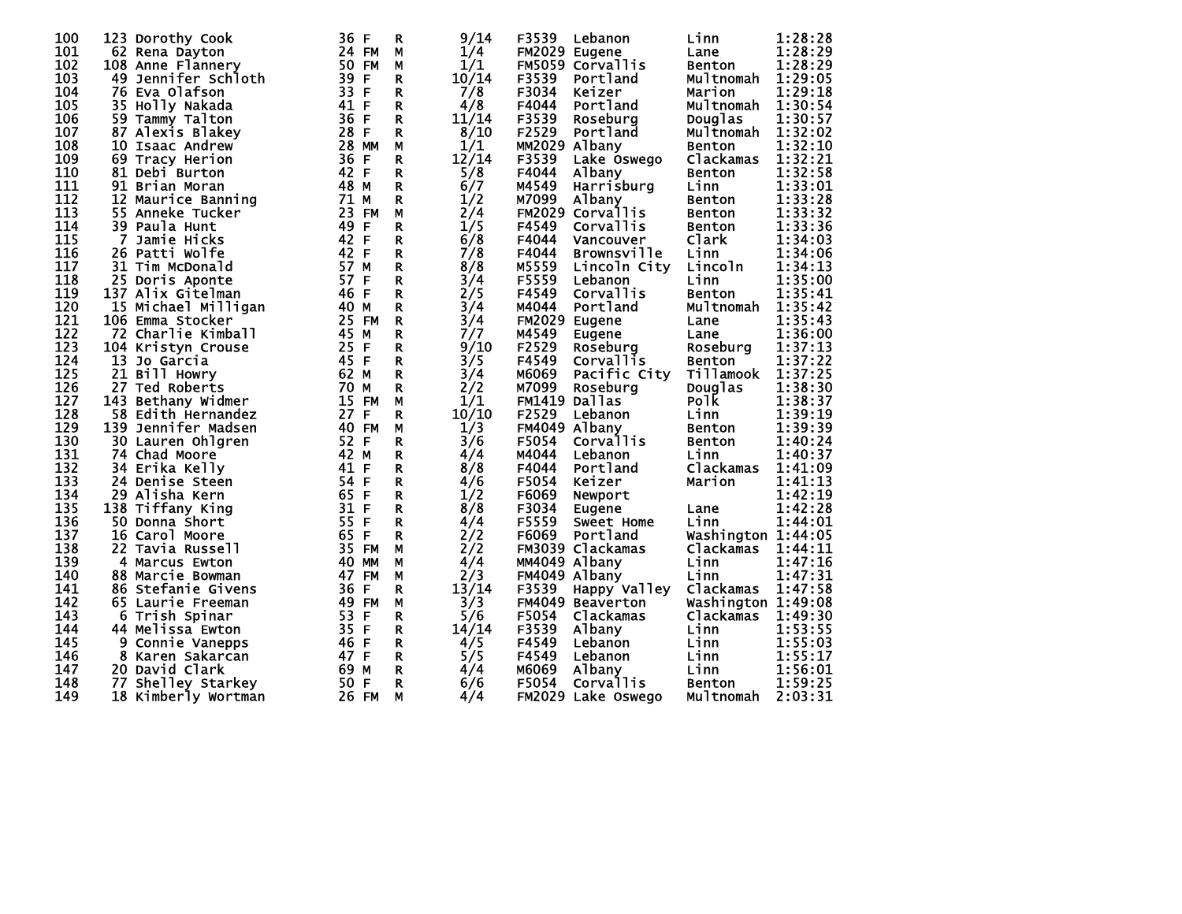| | | | | | | | | | | |
|---|---|---|---|---|---|---|---|---|---|---|
| 100 | 123 | Dorothy Cook | 36 | F | R | 9/14 | F3539 | Lebanon | Linn | 1:28:28 |
| 101 | 62 | Rena Dayton | 24 | FM | M | 1/4 | FM2029 | Eugene | Lane | 1:28:29 |
| 102 | 108 | Anne Flannery | 50 | FM | M | 1/1 | FM5059 | Corvallis | Benton | 1:28:29 |
| 103 | 49 | Jennifer Schloth | 39 | F | R | 10/14 | F3539 | Portland | Multnomah | 1:29:05 |
| 104 | 76 | Eva Olafson | 33 | F | R | 7/8 | F3034 | Keizer | Marion | 1:29:18 |
| 105 | 35 | Holly Nakada | 41 | F | R | 4/8 | F4044 | Portland | Multnomah | 1:30:54 |
| 106 | 59 | Tammy Talton | 36 | F | R | 11/14 | F3539 | Roseburg | Douglas | 1:30:57 |
| 107 | 87 | Alexis Blakey | 28 | F | R | 8/10 | F2529 | Portland | Multnomah | 1:32:02 |
| 108 | 10 | Isaac Andrew | 28 | MM | M | 1/1 | MM2029 | Albany | Benton | 1:32:10 |
| 109 | 69 | Tracy Herion | 36 | F | R | 12/14 | F3539 | Lake Oswego | Clackamas | 1:32:21 |
| 110 | 81 | Debi Burton | 42 | F | R | 5/8 | F4044 | Albany | Benton | 1:32:58 |
| 111 | 91 | Brian Moran | 48 | M | R | 6/7 | M4549 | Harrisburg | Linn | 1:33:01 |
| 112 | 12 | Maurice Banning | 71 | M | R | 1/2 | M7099 | Albany | Benton | 1:33:28 |
| 113 | 55 | Anneke Tucker | 23 | FM | M | 2/4 | FM2029 | Corvallis | Benton | 1:33:32 |
| 114 | 39 | Paula Hunt | 49 | F | R | 1/5 | F4549 | Corvallis | Benton | 1:33:36 |
| 115 | 7 | Jamie Hicks | 42 | F | R | 6/8 | F4044 | Vancouver | Clark | 1:34:03 |
| 116 | 26 | Patti Wolfe | 42 | F | R | 7/8 | F4044 | Brownsville | Linn | 1:34:06 |
| 117 | 31 | Tim McDonald | 57 | M | R | 8/8 | M5559 | Lincoln City | Lincoln | 1:34:13 |
| 118 | 25 | Doris Aponte | 57 | F | R | 3/4 | F5559 | Lebanon | Linn | 1:35:00 |
| 119 | 137 | Alix Gitelman | 46 | F | R | 2/5 | F4549 | Corvallis | Benton | 1:35:41 |
| 120 | 15 | Michael Milligan | 40 | M | R | 3/4 | M4044 | Portland | Multnomah | 1:35:42 |
| 121 | 106 | Emma Stocker | 25 | FM | R | 3/4 | FM2029 | Eugene | Lane | 1:35:43 |
| 122 | 72 | Charlie Kimball | 45 | M | R | 7/7 | M4549 | Eugene | Lane | 1:36:00 |
| 123 | 104 | Kristyn Crouse | 25 | F | R | 9/10 | F2529 | Roseburg | Roseburg | 1:37:13 |
| 124 | 13 | Jo Garcia | 45 | F | R | 3/5 | F4549 | Corvallis | Benton | 1:37:22 |
| 125 | 21 | Bill Howry | 62 | M | R | 3/4 | M6069 | Pacific City | Tillamook | 1:37:25 |
| 126 | 27 | Ted Roberts | 70 | M | R | 2/2 | M7099 | Roseburg | Douglas | 1:38:30 |
| 127 | 143 | Bethany Widmer | 15 | FM | M | 1/1 | FM1419 | Dallas | Polk | 1:38:37 |
| 128 | 58 | Edith Hernandez | 27 | F | R | 10/10 | F2529 | Lebanon | Linn | 1:39:19 |
| 129 | 139 | Jennifer Madsen | 40 | FM | M | 1/3 | FM4049 | Albany | Benton | 1:39:39 |
| 130 | 30 | Lauren Ohlgren | 52 | F | R | 3/6 | F5054 | Corvallis | Benton | 1:40:24 |
| 131 | 74 | Chad Moore | 42 | M | R | 4/4 | M4044 | Lebanon | Linn | 1:40:37 |
| 132 | 34 | Erika Kelly | 41 | F | R | 8/8 | F4044 | Portland | Clackamas | 1:41:09 |
| 133 | 24 | Denise Steen | 54 | F | R | 4/6 | F5054 | Keizer | Marion | 1:41:13 |
| 134 | 29 | Alisha Kern | 65 | F | R | 1/2 | F6069 | Newport | | 1:42:19 |
| 135 | 138 | Tiffany King | 31 | F | R | 8/8 | F3034 | Eugene | Lane | 1:42:28 |
| 136 | 50 | Donna Short | 55 | F | R | 4/4 | F5559 | Sweet Home | Linn | 1:44:01 |
| 137 | 16 | Carol Moore | 65 | F | R | 2/2 | F6069 | Portland | Washington | 1:44:05 |
| 138 | 22 | Tavia Russell | 35 | FM | M | 2/2 | FM3039 | Clackamas | Clackamas | 1:44:11 |
| 139 | 4 | Marcus Ewton | 40 | MM | M | 4/4 | MM4049 | Albany | Linn | 1:47:16 |
| 140 | 88 | Marcie Bowman | 47 | FM | M | 2/3 | FM4049 | Albany | Linn | 1:47:31 |
| 141 | 86 | Stefanie Givens | 36 | F | R | 13/14 | F3539 | Happy Valley | Clackamas | 1:47:58 |
| 142 | 65 | Laurie Freeman | 49 | FM | M | 3/3 | FM4049 | Beaverton | Washington | 1:49:08 |
| 143 | 6 | Trish Spinar | 53 | F | R | 5/6 | F5054 | Clackamas | Clackamas | 1:49:30 |
| 144 | 44 | Melissa Ewton | 35 | F | R | 14/14 | F3539 | Albany | Linn | 1:53:55 |
| 145 | 9 | Connie Vanepps | 46 | F | R | 4/5 | F4549 | Lebanon | Linn | 1:55:03 |
| 146 | 8 | Karen Sakarcan | 47 | F | R | 5/5 | F4549 | Lebanon | Linn | 1:55:17 |
| 147 | 20 | David Clark | 69 | M | R | 4/4 | M6069 | Albany | Linn | 1:56:01 |
| 148 | 77 | Shelley Starkey | 50 | F | R | 6/6 | F5054 | Corvallis | Benton | 1:59:25 |
| 149 | 18 | Kimberly Wortman | 26 | FM | M | 4/4 | FM2029 | Lake Oswego | Multnomah | 2:03:31 |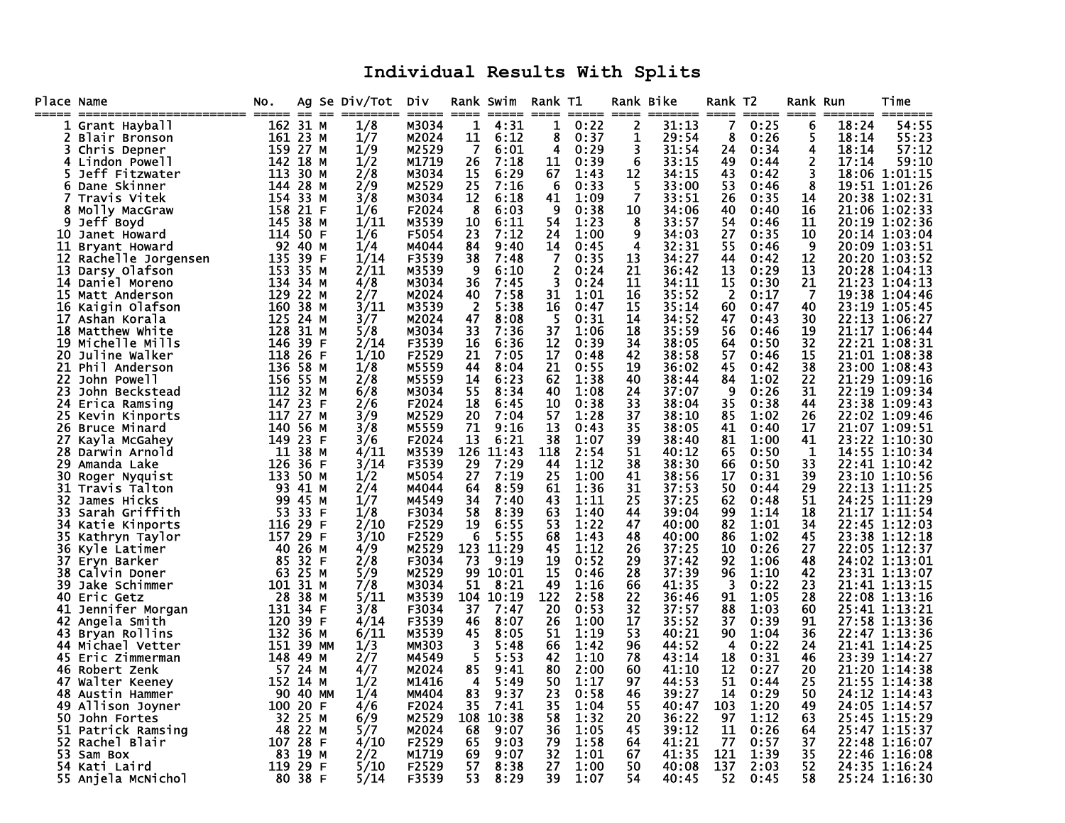# Individual Results With Splits

| Place | Name | No. | Ag | Se | Div/Tot | Div | Rank | Swim | Rank | T1 | Rank | Bike | Rank | T2 | Rank | Run | Time |
|---|---|---|---|---|---|---|---|---|---|---|---|---|---|---|---|---|---|
| 1 | Grant Hayball | 162 | 31 | M | 1/8 | M3034 | 1 | 4:31 | 1 | 0:22 | 2 | 31:13 | 7 | 0:25 | 6 | 18:24 | 54:55 |
| 2 | Blair Bronson | 161 | 23 | M | 1/7 | M2024 | 11 | 6:12 | 8 | 0:37 | 1 | 29:54 | 8 | 0:26 | 5 | 18:14 | 55:23 |
| 3 | Chris Depner | 159 | 27 | M | 1/9 | M2529 | 7 | 6:01 | 4 | 0:29 | 3 | 31:54 | 24 | 0:34 | 4 | 18:14 | 57:12 |
| 4 | Lindon Powell | 142 | 18 | M | 1/2 | M1719 | 26 | 7:18 | 11 | 0:39 | 6 | 33:15 | 49 | 0:44 | 2 | 17:14 | 59:10 |
| 5 | Jeff Fitzwater | 113 | 30 | M | 2/8 | M3034 | 15 | 6:29 | 67 | 1:43 | 12 | 34:15 | 43 | 0:42 | 3 | 18:06 | 1:01:15 |
| 6 | Dane Skinner | 144 | 28 | M | 2/9 | M2529 | 25 | 7:16 | 6 | 0:33 | 5 | 33:00 | 53 | 0:46 | 8 | 19:51 | 1:01:26 |
| 7 | Travis Vitek | 154 | 33 | M | 3/8 | M3034 | 12 | 6:18 | 41 | 1:09 | 7 | 33:51 | 26 | 0:35 | 14 | 20:38 | 1:02:31 |
| 8 | Molly MacGraw | 158 | 21 | F | 1/6 | F2024 | 8 | 6:03 | 9 | 0:38 | 10 | 34:06 | 40 | 0:40 | 16 | 21:06 | 1:02:33 |
| 9 | Jeff Boyd | 145 | 38 | M | 1/11 | M3539 | 10 | 6:11 | 54 | 1:23 | 8 | 33:57 | 54 | 0:46 | 11 | 20:19 | 1:02:36 |
| 10 | Janet Howard | 114 | 50 | F | 1/6 | F5054 | 23 | 7:12 | 24 | 1:00 | 9 | 34:03 | 27 | 0:35 | 10 | 20:14 | 1:03:04 |
| 11 | Bryant Howard | 92 | 40 | M | 1/4 | M4044 | 84 | 9:40 | 14 | 0:45 | 4 | 32:31 | 55 | 0:46 | 9 | 20:09 | 1:03:51 |
| 12 | Rachelle Jorgensen | 135 | 39 | F | 1/14 | F3539 | 38 | 7:48 | 7 | 0:35 | 13 | 34:27 | 44 | 0:42 | 12 | 20:20 | 1:03:52 |
| 13 | Darsy Olafson | 153 | 35 | M | 2/11 | M3539 | 9 | 6:10 | 2 | 0:24 | 21 | 36:42 | 13 | 0:29 | 13 | 20:28 | 1:04:13 |
| 14 | Daniel Moreno | 134 | 34 | M | 4/8 | M3034 | 36 | 7:45 | 3 | 0:24 | 11 | 34:11 | 15 | 0:30 | 21 | 21:23 | 1:04:13 |
| 15 | Matt Anderson | 129 | 22 | M | 2/7 | M2024 | 40 | 7:58 | 31 | 1:01 | 16 | 35:52 | 2 | 0:17 | 7 | 19:38 | 1:04:46 |
| 16 | Kaigin Olafson | 160 | 38 | M | 3/11 | M3539 | 2 | 5:38 | 16 | 0:47 | 15 | 35:14 | 60 | 0:47 | 40 | 23:19 | 1:05:45 |
| 17 | Ashan Korala | 125 | 24 | M | 3/7 | M2024 | 47 | 8:08 | 5 | 0:31 | 14 | 34:52 | 47 | 0:43 | 30 | 22:13 | 1:06:27 |
| 18 | Matthew White | 128 | 31 | M | 5/8 | M3034 | 33 | 7:36 | 37 | 1:06 | 18 | 35:59 | 56 | 0:46 | 19 | 21:17 | 1:06:44 |
| 19 | Michelle Mills | 146 | 39 | F | 2/14 | F3539 | 16 | 6:36 | 12 | 0:39 | 34 | 38:05 | 64 | 0:50 | 32 | 22:21 | 1:08:31 |
| 20 | Juline Walker | 118 | 26 | F | 1/10 | F2529 | 21 | 7:05 | 17 | 0:48 | 42 | 38:58 | 57 | 0:46 | 15 | 21:01 | 1:08:38 |
| 21 | Phil Anderson | 136 | 58 | M | 1/8 | M5559 | 44 | 8:04 | 21 | 0:55 | 19 | 36:02 | 45 | 0:42 | 38 | 23:00 | 1:08:43 |
| 22 | John Powell | 156 | 55 | M | 2/8 | M5559 | 14 | 6:23 | 62 | 1:38 | 40 | 38:44 | 84 | 1:02 | 22 | 21:29 | 1:09:16 |
| 23 | John Beckstead | 112 | 32 | M | 6/8 | M3034 | 55 | 8:34 | 40 | 1:08 | 24 | 37:07 | 9 | 0:26 | 31 | 22:19 | 1:09:34 |
| 24 | Erica Ramsing | 147 | 23 | F | 2/6 | F2024 | 18 | 6:45 | 10 | 0:38 | 33 | 38:04 | 35 | 0:38 | 44 | 23:38 | 1:09:43 |
| 25 | Kevin Kinports | 117 | 27 | M | 3/9 | M2529 | 20 | 7:04 | 57 | 1:28 | 37 | 38:10 | 85 | 1:02 | 26 | 22:02 | 1:09:46 |
| 26 | Bruce Minard | 140 | 56 | M | 3/8 | M5559 | 71 | 9:16 | 13 | 0:43 | 35 | 38:05 | 41 | 0:40 | 17 | 21:07 | 1:09:51 |
| 27 | Kayla McGahey | 149 | 23 | F | 3/6 | F2024 | 13 | 6:21 | 38 | 1:07 | 39 | 38:40 | 81 | 1:00 | 41 | 23:22 | 1:10:30 |
| 28 | Darwin Arnold | 11 | 38 | M | 4/11 | M3539 | 126 | 11:43 | 118 | 2:54 | 51 | 40:12 | 65 | 0:50 | 1 | 14:55 | 1:10:34 |
| 29 | Amanda Lake | 126 | 36 | F | 3/14 | F3539 | 29 | 7:29 | 44 | 1:12 | 38 | 38:30 | 66 | 0:50 | 33 | 22:41 | 1:10:42 |
| 30 | Roger Nyquist | 133 | 50 | M | 1/2 | M5054 | 27 | 7:19 | 25 | 1:00 | 41 | 38:56 | 17 | 0:31 | 39 | 23:10 | 1:10:56 |
| 31 | Travis Talton | 93 | 41 | M | 2/4 | M4044 | 64 | 8:59 | 61 | 1:36 | 31 | 37:53 | 50 | 0:44 | 29 | 22:13 | 1:11:25 |
| 32 | James Hicks | 99 | 45 | M | 1/7 | M4549 | 34 | 7:40 | 43 | 1:11 | 25 | 37:25 | 62 | 0:48 | 51 | 24:25 | 1:11:29 |
| 33 | Sarah Griffith | 53 | 33 | F | 1/8 | F3034 | 58 | 8:39 | 63 | 1:40 | 44 | 39:04 | 99 | 1:14 | 18 | 21:17 | 1:11:54 |
| 34 | Katie Kinports | 116 | 29 | F | 2/10 | F2529 | 19 | 6:55 | 53 | 1:22 | 47 | 40:00 | 82 | 1:01 | 34 | 22:45 | 1:12:03 |
| 35 | Kathryn Taylor | 157 | 29 | F | 3/10 | F2529 | 6 | 5:55 | 68 | 1:43 | 48 | 40:00 | 86 | 1:02 | 45 | 23:38 | 1:12:18 |
| 36 | Kyle Latimer | 40 | 26 | M | 4/9 | M2529 | 123 | 11:29 | 45 | 1:12 | 26 | 37:25 | 10 | 0:26 | 27 | 22:05 | 1:12:37 |
| 37 | Eryn Barker | 85 | 32 | F | 2/8 | F3034 | 73 | 9:19 | 19 | 0:52 | 29 | 37:42 | 92 | 1:06 | 48 | 24:02 | 1:13:01 |
| 38 | Calvin Doner | 63 | 25 | M | 5/9 | M2529 | 99 | 10:01 | 15 | 0:46 | 28 | 37:39 | 96 | 1:10 | 42 | 23:31 | 1:13:07 |
| 39 | Jake Schimmer | 101 | 31 | M | 7/8 | M3034 | 51 | 8:21 | 49 | 1:16 | 66 | 41:35 | 3 | 0:22 | 23 | 21:41 | 1:13:15 |
| 40 | Eric Getz | 28 | 38 | M | 5/11 | M3539 | 104 | 10:19 | 122 | 2:58 | 22 | 36:46 | 91 | 1:05 | 28 | 22:08 | 1:13:16 |
| 41 | Jennifer Morgan | 131 | 34 | F | 3/8 | F3034 | 37 | 7:47 | 20 | 0:53 | 32 | 37:57 | 88 | 1:03 | 60 | 25:41 | 1:13:21 |
| 42 | Angela Smith | 120 | 39 | F | 4/14 | F3539 | 46 | 8:07 | 26 | 1:00 | 17 | 35:52 | 37 | 0:39 | 91 | 27:58 | 1:13:36 |
| 43 | Bryan Rollins | 132 | 36 | M | 6/11 | M3539 | 45 | 8:05 | 51 | 1:19 | 53 | 40:21 | 90 | 1:04 | 36 | 22:47 | 1:13:36 |
| 44 | Michael Vetter | 151 | 39 | MM | 1/3 | MM303 | 3 | 5:48 | 66 | 1:42 | 96 | 44:52 | 4 | 0:22 | 24 | 21:41 | 1:14:25 |
| 45 | Eric Zimmerman | 148 | 49 | M | 2/7 | M4549 | 5 | 5:53 | 42 | 1:10 | 78 | 43:14 | 18 | 0:31 | 46 | 23:39 | 1:14:27 |
| 46 | Robert Zenk | 57 | 24 | M | 4/7 | M2024 | 85 | 9:41 | 80 | 2:00 | 60 | 41:10 | 12 | 0:27 | 20 | 21:20 | 1:14:38 |
| 47 | Walter Keeney | 152 | 14 | M | 1/2 | M1416 | 4 | 5:49 | 50 | 1:17 | 97 | 44:53 | 51 | 0:44 | 25 | 21:55 | 1:14:38 |
| 48 | Austin Hammer | 90 | 40 | MM | 1/4 | MM404 | 83 | 9:37 | 23 | 0:58 | 46 | 39:27 | 14 | 0:29 | 50 | 24:12 | 1:14:43 |
| 49 | Allison Joyner | 100 | 20 | F | 4/6 | F2024 | 35 | 7:41 | 35 | 1:04 | 55 | 40:47 | 103 | 1:20 | 49 | 24:05 | 1:14:57 |
| 50 | John Fortes | 32 | 25 | M | 6/9 | M2529 | 108 | 10:38 | 58 | 1:32 | 20 | 36:22 | 97 | 1:12 | 63 | 25:45 | 1:15:29 |
| 51 | Patrick Ramsing | 48 | 22 | M | 5/7 | M2024 | 68 | 9:07 | 36 | 1:05 | 45 | 39:12 | 11 | 0:26 | 64 | 25:47 | 1:15:37 |
| 52 | Rachel Blair | 107 | 28 | F | 4/10 | F2529 | 65 | 9:03 | 79 | 1:58 | 64 | 41:21 | 77 | 0:57 | 37 | 22:48 | 1:16:07 |
| 53 | Sam Box | 83 | 19 | M | 2/2 | M1719 | 69 | 9:07 | 32 | 1:01 | 67 | 41:35 | 121 | 1:39 | 35 | 22:46 | 1:16:08 |
| 54 | Kati Laird | 119 | 29 | F | 5/10 | F2529 | 57 | 8:38 | 27 | 1:00 | 50 | 40:08 | 137 | 2:03 | 52 | 24:35 | 1:16:24 |
| 55 | Anjela McNichol | 80 | 38 | F | 5/14 | F3539 | 53 | 8:29 | 39 | 1:07 | 54 | 40:45 | 52 | 0:45 | 58 | 25:24 | 1:16:30 |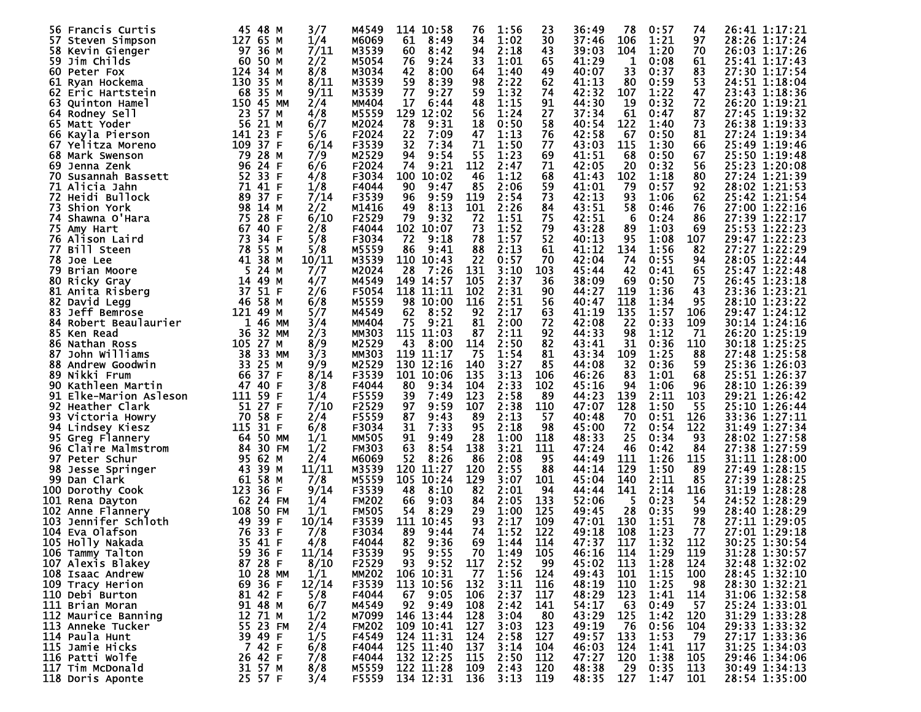| Place | Name | Bib | Age | Sex | Div Place | Division | | | | | | | | | | | | |
|---|---|---|---|---|---|---|---|---|---|---|---|---|---|---|---|---|---|---|
| 56 | Francis Curtis | 45 | 48 | M | 3/7 | M4549 | 114 | 10:58 | 76 | 1:56 | 23 | 36:49 | 78 | 0:57 | 74 | 26:41 | 1:17:21 |
| 57 | Steven Simpson | 127 | 65 | M | 1/4 | M6069 | 61 | 8:49 | 34 | 1:02 | 30 | 37:46 | 106 | 1:21 | 97 | 28:26 | 1:17:24 |
| 58 | Kevin Gienger | 97 | 36 | M | 7/11 | M3539 | 60 | 8:42 | 94 | 2:18 | 43 | 39:03 | 104 | 1:20 | 70 | 26:03 | 1:17:26 |
| 59 | Jim Childs | 60 | 50 | M | 2/2 | M5054 | 76 | 9:24 | 33 | 1:01 | 65 | 41:29 | 1 | 0:08 | 61 | 25:41 | 1:17:43 |
| 60 | Peter Fox | 124 | 34 | M | 8/8 | M3034 | 42 | 8:00 | 64 | 1:40 | 49 | 40:07 | 33 | 0:37 | 83 | 27:30 | 1:17:54 |
| 61 | Ryan Hockema | 130 | 35 | M | 8/11 | M3539 | 59 | 8:39 | 98 | 2:22 | 62 | 41:13 | 80 | 0:59 | 53 | 24:51 | 1:18:04 |
| 62 | Eric Hartstein | 68 | 35 | M | 9/11 | M3539 | 77 | 9:27 | 59 | 1:32 | 74 | 42:32 | 107 | 1:22 | 47 | 23:43 | 1:18:36 |
| 63 | Quinton Hamel | 150 | 45 | MM | 2/4 | MM404 | 17 | 6:44 | 48 | 1:15 | 91 | 44:30 | 19 | 0:32 | 72 | 26:20 | 1:19:21 |
| 64 | Rodney Sell | 23 | 57 | M | 4/8 | M5559 | 129 | 12:02 | 56 | 1:24 | 27 | 37:34 | 61 | 0:47 | 87 | 27:45 | 1:19:32 |
| 65 | Matt Yoder | 56 | 21 | M | 6/7 | M2024 | 78 | 9:31 | 18 | 0:50 | 58 | 40:54 | 122 | 1:40 | 73 | 26:38 | 1:19:33 |
| 66 | Kayla Pierson | 141 | 23 | F | 5/6 | F2024 | 22 | 7:09 | 47 | 1:13 | 76 | 42:58 | 67 | 0:50 | 81 | 27:24 | 1:19:34 |
| 67 | Yelitza Moreno | 109 | 37 | F | 6/14 | F3539 | 32 | 7:34 | 71 | 1:50 | 77 | 43:03 | 115 | 1:30 | 66 | 25:49 | 1:19:46 |
| 68 | Mark Swenson | 79 | 28 | M | 7/9 | M2529 | 94 | 9:54 | 55 | 1:23 | 69 | 41:51 | 68 | 0:50 | 67 | 25:50 | 1:19:48 |
| 69 | Jenna Zenk | 96 | 24 | F | 6/6 | F2024 | 74 | 9:21 | 112 | 2:47 | 71 | 42:05 | 20 | 0:32 | 56 | 25:23 | 1:20:08 |
| 70 | Susannah Bassett | 52 | 33 | F | 4/8 | F3034 | 100 | 10:02 | 46 | 1:12 | 68 | 41:43 | 102 | 1:18 | 80 | 27:24 | 1:21:39 |
| 71 | Alicia Jahn | 71 | 41 | F | 1/8 | F4044 | 90 | 9:47 | 85 | 2:06 | 59 | 41:01 | 79 | 0:57 | 92 | 28:02 | 1:21:53 |
| 72 | Heidi Bullock | 89 | 37 | F | 7/14 | F3539 | 96 | 9:59 | 119 | 2:54 | 73 | 42:13 | 93 | 1:06 | 62 | 25:42 | 1:21:54 |
| 73 | Shion York | 98 | 14 | M | 2/2 | M1416 | 49 | 8:13 | 101 | 2:26 | 84 | 43:51 | 58 | 0:46 | 76 | 27:00 | 1:22:16 |
| 74 | Shawna O'Hara | 75 | 28 | F | 6/10 | F2529 | 79 | 9:32 | 72 | 1:51 | 75 | 42:51 | 6 | 0:24 | 86 | 27:39 | 1:22:17 |
| 75 | Amy Hart | 67 | 40 | F | 2/8 | F4044 | 102 | 10:07 | 73 | 1:52 | 79 | 43:28 | 89 | 1:03 | 69 | 25:53 | 1:22:23 |
| 76 | Alison Laird | 73 | 34 | F | 5/8 | F3034 | 72 | 9:18 | 78 | 1:57 | 52 | 40:13 | 95 | 1:08 | 107 | 29:47 | 1:22:23 |
| 77 | Bill Steen | 78 | 55 | M | 5/8 | M5559 | 86 | 9:41 | 88 | 2:13 | 61 | 41:12 | 134 | 1:56 | 82 | 27:27 | 1:22:29 |
| 78 | Joe Lee | 41 | 38 | M | 10/11 | M3539 | 110 | 10:43 | 22 | 0:57 | 70 | 42:04 | 74 | 0:55 | 94 | 28:05 | 1:22:44 |
| 79 | Brian Moore | 5 | 24 | M | 7/7 | M2024 | 28 | 7:26 | 131 | 3:10 | 103 | 45:44 | 42 | 0:41 | 65 | 25:47 | 1:22:48 |
| 80 | Ricky Gray | 14 | 49 | M | 4/7 | M4549 | 149 | 14:57 | 105 | 2:37 | 36 | 38:09 | 69 | 0:50 | 75 | 26:45 | 1:23:18 |
| 81 | Anita Risberg | 37 | 51 | F | 2/6 | F5054 | 118 | 11:11 | 102 | 2:31 | 90 | 44:27 | 119 | 1:36 | 43 | 23:36 | 1:23:21 |
| 82 | David Legg | 46 | 58 | M | 6/8 | M5559 | 98 | 10:00 | 116 | 2:51 | 56 | 40:47 | 118 | 1:34 | 95 | 28:10 | 1:23:22 |
| 83 | Jeff Bemrose | 121 | 49 | M | 5/7 | M4549 | 62 | 8:52 | 92 | 2:17 | 63 | 41:19 | 135 | 1:57 | 106 | 29:47 | 1:24:12 |
| 84 | Robert Beaulaurier | 1 | 46 | MM | 3/4 | MM404 | 75 | 9:21 | 81 | 2:00 | 72 | 42:08 | 22 | 0:33 | 109 | 30:14 | 1:24:16 |
| 85 | Ken Read | 36 | 32 | MM | 2/3 | MM303 | 115 | 11:03 | 87 | 2:11 | 92 | 44:33 | 98 | 1:12 | 71 | 26:20 | 1:25:19 |
| 86 | Nathan Ross | 105 | 27 | M | 8/9 | M2529 | 43 | 8:00 | 114 | 2:50 | 82 | 43:41 | 31 | 0:36 | 110 | 30:18 | 1:25:25 |
| 87 | John Williams | 38 | 33 | MM | 3/3 | MM303 | 119 | 11:17 | 75 | 1:54 | 81 | 43:34 | 109 | 1:25 | 88 | 27:48 | 1:25:58 |
| 88 | Andrew Goodwin | 33 | 25 | M | 9/9 | M2529 | 130 | 12:16 | 140 | 3:27 | 85 | 44:08 | 32 | 0:36 | 59 | 25:36 | 1:26:03 |
| 89 | Nikki Frum | 66 | 37 | F | 8/14 | F3539 | 101 | 10:06 | 135 | 3:13 | 106 | 46:26 | 83 | 1:01 | 68 | 25:51 | 1:26:37 |
| 90 | Kathleen Martin | 47 | 40 | F | 3/8 | F4044 | 80 | 9:34 | 104 | 2:33 | 102 | 45:16 | 94 | 1:06 | 96 | 28:10 | 1:26:39 |
| 91 | Elke-Marion Asleson | 111 | 59 | F | 1/4 | F5559 | 39 | 7:49 | 123 | 2:58 | 89 | 44:23 | 139 | 2:11 | 103 | 29:21 | 1:26:42 |
| 92 | Heather Clark | 51 | 27 | F | 7/10 | F2529 | 97 | 9:59 | 107 | 2:38 | 110 | 47:07 | 128 | 1:50 | 55 | 25:10 | 1:26:44 |
| 93 | Victoria Howry | 70 | 58 | F | 2/4 | F5559 | 87 | 9:43 | 89 | 2:13 | 57 | 40:48 | 70 | 0:51 | 126 | 33:36 | 1:27:11 |
| 94 | Lindsey Kiesz | 115 | 31 | F | 6/8 | F3034 | 31 | 7:33 | 95 | 2:18 | 98 | 45:00 | 72 | 0:54 | 122 | 31:49 | 1:27:34 |
| 95 | Greg Flannery | 64 | 50 | MM | 1/1 | MM505 | 91 | 9:49 | 28 | 1:00 | 118 | 48:33 | 25 | 0:34 | 93 | 28:02 | 1:27:58 |
| 96 | Claire Malmstrom | 84 | 30 | FM | 1/2 | FM303 | 63 | 8:54 | 138 | 3:21 | 111 | 47:24 | 46 | 0:42 | 84 | 27:38 | 1:27:59 |
| 97 | Peter Schur | 95 | 62 | M | 2/4 | M6069 | 52 | 8:26 | 86 | 2:08 | 95 | 44:49 | 111 | 1:26 | 115 | 31:11 | 1:28:00 |
| 98 | Jesse Springer | 43 | 39 | M | 11/11 | M3539 | 120 | 11:27 | 120 | 2:55 | 88 | 44:14 | 129 | 1:50 | 89 | 27:49 | 1:28:15 |
| 99 | Dan Clark | 61 | 58 | M | 7/8 | M5559 | 105 | 10:24 | 129 | 3:07 | 101 | 45:04 | 140 | 2:11 | 85 | 27:39 | 1:28:25 |
| 100 | Dorothy Cook | 123 | 36 | F | 9/14 | F3539 | 48 | 8:10 | 82 | 2:01 | 94 | 44:44 | 141 | 2:14 | 116 | 31:19 | 1:28:28 |
| 101 | Rena Dayton | 62 | 24 | FM | 1/4 | FM202 | 66 | 9:03 | 84 | 2:05 | 133 | 52:06 | 5 | 0:23 | 54 | 24:52 | 1:28:29 |
| 102 | Anne Flannery | 108 | 50 | FM | 1/1 | FM505 | 54 | 8:29 | 29 | 1:00 | 125 | 49:45 | 28 | 0:35 | 99 | 28:40 | 1:28:29 |
| 103 | Jennifer Schloth | 49 | 39 | F | 10/14 | F3539 | 111 | 10:45 | 93 | 2:17 | 109 | 47:01 | 130 | 1:51 | 78 | 27:11 | 1:29:05 |
| 104 | Eva Olafson | 76 | 33 | F | 7/8 | F3034 | 89 | 9:44 | 74 | 1:52 | 122 | 49:18 | 108 | 1:23 | 77 | 27:01 | 1:29:18 |
| 105 | Holly Nakada | 35 | 41 | F | 4/8 | F4044 | 82 | 9:36 | 69 | 1:44 | 114 | 47:37 | 117 | 1:32 | 112 | 30:25 | 1:30:54 |
| 106 | Tammy Talton | 59 | 36 | F | 11/14 | F3539 | 95 | 9:55 | 70 | 1:49 | 105 | 46:16 | 114 | 1:29 | 119 | 31:28 | 1:30:57 |
| 107 | Alexis Blakey | 87 | 28 | F | 8/10 | F2529 | 93 | 9:52 | 117 | 2:52 | 99 | 45:02 | 113 | 1:28 | 124 | 32:48 | 1:32:02 |
| 108 | Isaac Andrew | 10 | 28 | MM | 1/1 | MM202 | 106 | 10:31 | 77 | 1:56 | 124 | 49:43 | 101 | 1:15 | 100 | 28:45 | 1:32:10 |
| 109 | Tracy Herion | 69 | 36 | F | 12/14 | F3539 | 113 | 10:56 | 132 | 3:11 | 116 | 48:19 | 110 | 1:25 | 98 | 28:30 | 1:32:21 |
| 110 | Debi Burton | 81 | 42 | F | 5/8 | F4044 | 67 | 9:05 | 106 | 2:37 | 117 | 48:29 | 123 | 1:41 | 114 | 31:06 | 1:32:58 |
| 111 | Brian Moran | 91 | 48 | M | 6/7 | M4549 | 92 | 9:49 | 108 | 2:42 | 141 | 54:17 | 63 | 0:49 | 57 | 25:24 | 1:33:01 |
| 112 | Maurice Banning | 12 | 71 | M | 1/2 | M7099 | 146 | 13:44 | 128 | 3:04 | 80 | 43:29 | 125 | 1:42 | 120 | 31:29 | 1:33:28 |
| 113 | Anneke Tucker | 55 | 23 | FM | 2/4 | FM202 | 109 | 10:41 | 127 | 3:03 | 123 | 49:19 | 76 | 0:56 | 104 | 29:33 | 1:33:32 |
| 114 | Paula Hunt | 39 | 49 | F | 1/5 | F4549 | 124 | 11:31 | 124 | 2:58 | 127 | 49:57 | 133 | 1:53 | 79 | 27:17 | 1:33:36 |
| 115 | Jamie Hicks | 7 | 42 | F | 6/8 | F4044 | 125 | 11:40 | 137 | 3:14 | 104 | 46:03 | 124 | 1:41 | 117 | 31:25 | 1:34:03 |
| 116 | Patti Wolfe | 26 | 42 | F | 7/8 | F4044 | 132 | 12:25 | 115 | 2:50 | 112 | 47:27 | 120 | 1:38 | 105 | 29:46 | 1:34:06 |
| 117 | Tim McDonald | 31 | 57 | M | 8/8 | M5559 | 122 | 11:28 | 109 | 2:43 | 120 | 48:38 | 29 | 0:35 | 113 | 30:49 | 1:34:13 |
| 118 | Doris Aponte | 25 | 57 | F | 3/4 | F5559 | 134 | 12:31 | 136 | 3:13 | 119 | 48:35 | 127 | 1:47 | 101 | 28:54 | 1:35:00 |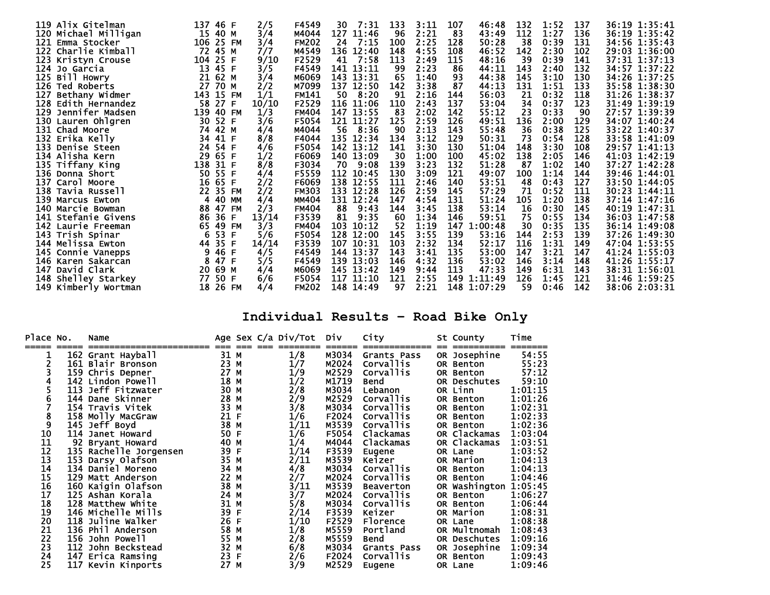| Place | Name | No. | Age | Sex | Div/Tot | Div | | | | | | | | | | Time |
|---|---|---|---|---|---|---|---|---|---|---|---|---|---|---|---|---|
| 119 | Alix Gitelman | 137 | 46 | F | 2/5 | F4549 | 30 | 7:31 | 133 | 3:11 | 107 | 46:48 | 132 | 1:52 | 137 | 36:19 1:35:41 |
| 120 | Michael Milligan | 15 | 40 | M | 3/4 | M4044 | 127 | 11:46 | 96 | 2:21 | 83 | 43:49 | 112 | 1:27 | 136 | 36:19 1:35:42 |
| 121 | Emma Stocker | 106 | 25 | FM | 3/4 | FM202 | 24 | 7:15 | 100 | 2:25 | 128 | 50:28 | 38 | 0:39 | 131 | 34:56 1:35:43 |
| 122 | Charlie Kimball | 72 | 45 | M | 7/7 | M4549 | 136 | 12:40 | 148 | 4:55 | 108 | 46:52 | 142 | 2:30 | 102 | 29:03 1:36:00 |
| 123 | Kristyn Crouse | 104 | 25 | F | 9/10 | F2529 | 41 | 7:58 | 113 | 2:49 | 115 | 48:16 | 39 | 0:39 | 141 | 37:31 1:37:13 |
| 124 | Jo Garcia | 13 | 45 | F | 3/5 | F4549 | 141 | 13:11 | 99 | 2:23 | 86 | 44:11 | 143 | 2:40 | 132 | 34:57 1:37:22 |
| 125 | Bill Howry | 21 | 62 | M | 3/4 | M6069 | 143 | 13:31 | 65 | 1:40 | 93 | 44:38 | 145 | 3:10 | 130 | 34:26 1:37:25 |
| 126 | Ted Roberts | 27 | 70 | M | 2/2 | M7099 | 137 | 12:50 | 142 | 3:38 | 87 | 44:13 | 131 | 1:51 | 133 | 35:58 1:38:30 |
| 127 | Bethany Widmer | 143 | 15 | FM | 1/1 | FM141 | 50 | 8:20 | 91 | 2:16 | 144 | 56:03 | 21 | 0:32 | 118 | 31:26 1:38:37 |
| 128 | Edith Hernandez | 58 | 27 | F | 10/10 | F2529 | 116 | 11:06 | 110 | 2:43 | 137 | 53:04 | 34 | 0:37 | 123 | 31:49 1:39:19 |
| 129 | Jennifer Madsen | 139 | 40 | FM | 1/3 | FM404 | 147 | 13:55 | 83 | 2:02 | 142 | 55:12 | 23 | 0:33 | 90 | 27:57 1:39:39 |
| 130 | Lauren Ohlgren | 30 | 52 | F | 3/6 | F5054 | 121 | 11:27 | 125 | 2:59 | 126 | 49:51 | 136 | 2:00 | 129 | 34:07 1:40:24 |
| 131 | Chad Moore | 74 | 42 | M | 4/4 | M4044 | 56 | 8:36 | 90 | 2:13 | 143 | 55:48 | 36 | 0:38 | 125 | 33:22 1:40:37 |
| 132 | Erika Kelly | 34 | 41 | F | 8/8 | F4044 | 135 | 12:34 | 134 | 3:12 | 129 | 50:31 | 73 | 0:54 | 128 | 33:58 1:41:09 |
| 133 | Denise Steen | 24 | 54 | F | 4/6 | F5054 | 142 | 13:12 | 141 | 3:30 | 130 | 51:04 | 148 | 3:30 | 108 | 29:57 1:41:13 |
| 134 | Alisha Kern | 29 | 65 | F | 1/2 | F6069 | 140 | 13:09 | 30 | 1:00 | 100 | 45:02 | 138 | 2:05 | 146 | 41:03 1:42:19 |
| 135 | Tiffany King | 138 | 31 | F | 8/8 | F3034 | 70 | 9:08 | 139 | 3:23 | 132 | 51:28 | 87 | 1:02 | 140 | 37:27 1:42:28 |
| 136 | Donna Short | 50 | 55 | F | 4/4 | F5559 | 112 | 10:45 | 130 | 3:09 | 121 | 49:07 | 100 | 1:14 | 144 | 39:46 1:44:01 |
| 137 | Carol Moore | 16 | 65 | F | 2/2 | F6069 | 138 | 12:55 | 111 | 2:46 | 140 | 53:51 | 48 | 0:43 | 127 | 33:50 1:44:05 |
| 138 | Tavia Russell | 22 | 35 | FM | 2/2 | FM303 | 133 | 12:28 | 126 | 2:59 | 145 | 57:29 | 71 | 0:52 | 111 | 30:23 1:44:11 |
| 139 | Marcus Ewton | 4 | 40 | MM | 4/4 | MM404 | 131 | 12:24 | 147 | 4:54 | 131 | 51:24 | 105 | 1:20 | 138 | 37:14 1:47:16 |
| 140 | Marcie Bowman | 88 | 47 | FM | 2/3 | FM404 | 88 | 9:43 | 144 | 3:45 | 138 | 53:14 | 16 | 0:30 | 145 | 40:19 1:47:31 |
| 141 | Stefanie Givens | 86 | 36 | F | 13/14 | F3539 | 81 | 9:35 | 60 | 1:34 | 146 | 59:51 | 75 | 0:55 | 134 | 36:03 1:47:58 |
| 142 | Laurie Freeman | 65 | 49 | FM | 3/3 | FM404 | 103 | 10:12 | 52 | 1:19 | 147 | 1:00:48 | 30 | 0:35 | 135 | 36:14 1:49:08 |
| 143 | Trish Spinar | 6 | 53 | F | 5/6 | F5054 | 128 | 12:00 | 145 | 3:55 | 139 | 53:16 | 144 | 2:53 | 139 | 37:26 1:49:30 |
| 144 | Melissa Ewton | 44 | 35 | F | 14/14 | F3539 | 107 | 10:31 | 103 | 2:32 | 134 | 52:17 | 116 | 1:31 | 149 | 47:04 1:53:55 |
| 145 | Connie Vanepps | 9 | 46 | F | 4/5 | F4549 | 144 | 13:37 | 143 | 3:41 | 135 | 53:00 | 147 | 3:21 | 147 | 41:24 1:55:03 |
| 146 | Karen Sakarcan | 8 | 47 | F | 5/5 | F4549 | 139 | 13:03 | 146 | 4:32 | 136 | 53:02 | 146 | 3:14 | 148 | 41:26 1:55:17 |
| 147 | David Clark | 20 | 69 | M | 4/4 | M6069 | 145 | 13:42 | 149 | 9:44 | 113 | 47:33 | 149 | 6:31 | 143 | 38:31 1:56:01 |
| 148 | Shelley Starkey | 77 | 50 | F | 6/6 | F5054 | 117 | 11:10 | 121 | 2:55 | 149 | 1:11:49 | 126 | 1:45 | 121 | 31:46 1:59:25 |
| 149 | Kimberly Wortman | 18 | 26 | FM | 4/4 | FM202 | 148 | 14:49 | 97 | 2:21 | 148 | 1:07:29 | 59 | 0:46 | 142 | 38:06 2:03:31 |

# Individual Results - Road Bike Only

| Place | No. | Name | Age | Sex | C/a | Div/Tot | Div | City | St | County | Time |
|---|---|---|---|---|---|---|---|---|---|---|---|
| 1 | 162 | Grant Hayball | 31 | M | | 1/8 | M3034 | Grants Pass | OR | Josephine | 54:55 |
| 2 | 161 | Blair Bronson | 23 | M | | 1/7 | M2024 | Corvallis | OR | Benton | 55:23 |
| 3 | 159 | Chris Depner | 27 | M | | 1/9 | M2529 | Corvallis | OR | Benton | 57:12 |
| 4 | 142 | Lindon Powell | 18 | M | | 1/2 | M1719 | Bend | OR | Deschutes | 59:10 |
| 5 | 113 | Jeff Fitzwater | 30 | M | | 2/8 | M3034 | Lebanon | OR | Linn | 1:01:15 |
| 6 | 144 | Dane Skinner | 28 | M | | 2/9 | M2529 | Corvallis | OR | Benton | 1:01:26 |
| 7 | 154 | Travis Vitek | 33 | M | | 3/8 | M3034 | Corvallis | OR | Benton | 1:02:31 |
| 8 | 158 | Molly MacGraw | 21 | F | | 1/6 | F2024 | Corvallis | OR | Benton | 1:02:33 |
| 9 | 145 | Jeff Boyd | 38 | M | | 1/11 | M3539 | Corvallis | OR | Benton | 1:02:36 |
| 10 | 114 | Janet Howard | 50 | F | | 1/6 | F5054 | Clackamas | OR | Clackamas | 1:03:04 |
| 11 | 92 | Bryant Howard | 40 | M | | 1/4 | M4044 | Clackamas | OR | Clackamas | 1:03:51 |
| 12 | 135 | Rachelle Jorgensen | 39 | F | | 1/14 | F3539 | Eugene | OR | Lane | 1:03:52 |
| 13 | 153 | Darsy Olafson | 35 | M | | 2/11 | M3539 | Keizer | OR | Marion | 1:04:13 |
| 14 | 134 | Daniel Moreno | 34 | M | | 4/8 | M3034 | Corvallis | OR | Benton | 1:04:13 |
| 15 | 129 | Matt Anderson | 22 | M | | 2/7 | M2024 | Corvallis | OR | Benton | 1:04:46 |
| 16 | 160 | Kaigin Olafson | 38 | M | | 3/11 | M3539 | Beaverton | OR | Washington | 1:05:45 |
| 17 | 125 | Ashan Korala | 24 | M | | 3/7 | M2024 | Corvallis | OR | Benton | 1:06:27 |
| 18 | 128 | Matthew White | 31 | M | | 5/8 | M3034 | Corvallis | OR | Benton | 1:06:44 |
| 19 | 146 | Michelle Mills | 39 | F | | 2/14 | F3539 | Keizer | OR | Marion | 1:08:31 |
| 20 | 118 | Juline Walker | 26 | F | | 1/10 | F2529 | Florence | OR | Lane | 1:08:38 |
| 21 | 136 | Phil Anderson | 58 | M | | 1/8 | M5559 | Portland | OR | Multnomah | 1:08:43 |
| 22 | 156 | John Powell | 55 | M | | 2/8 | M5559 | Bend | OR | Deschutes | 1:09:16 |
| 23 | 112 | John Beckstead | 32 | M | | 6/8 | M3034 | Grants Pass | OR | Josephine | 1:09:34 |
| 24 | 147 | Erica Ramsing | 23 | F | | 2/6 | F2024 | Corvallis | OR | Benton | 1:09:43 |
| 25 | 117 | Kevin Kinports | 27 | M | | 3/9 | M2529 | Eugene | OR | Lane | 1:09:46 |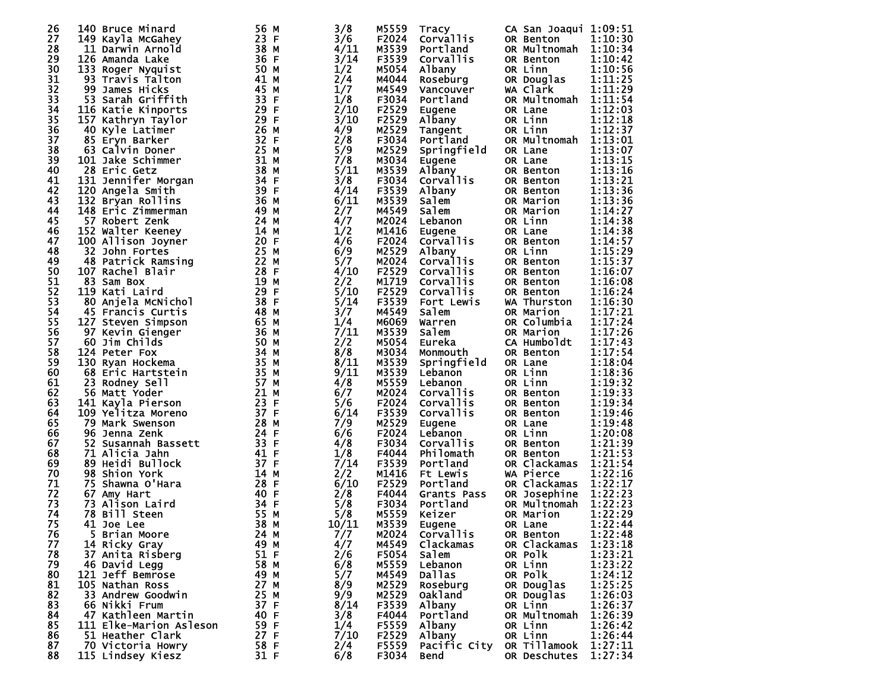| | | | | | | | | | | |
|---|---|---|---|---|---|---|---|---|---|---|
| 26 | 140 | Bruce Minard | 56 | M | 3/8 | M5559 | Tracy | CA | San Joaqui | 1:09:51 |
| 27 | 149 | Kayla McGahey | 23 | F | 3/6 | F2024 | Corvallis | OR | Benton | 1:10:30 |
| 28 | 11 | Darwin Arnold | 38 | M | 4/11 | M3539 | Portland | OR | Multnomah | 1:10:34 |
| 29 | 126 | Amanda Lake | 36 | F | 3/14 | F3539 | Corvallis | OR | Benton | 1:10:42 |
| 30 | 133 | Roger Nyquist | 50 | M | 1/2 | M5054 | Albany | OR | Linn | 1:10:56 |
| 31 | 93 | Travis Talton | 41 | M | 2/4 | M4044 | Roseburg | OR | Douglas | 1:11:25 |
| 32 | 99 | James Hicks | 45 | M | 1/7 | M4549 | Vancouver | WA | Clark | 1:11:29 |
| 33 | 53 | Sarah Griffith | 33 | F | 1/8 | F3034 | Portland | OR | Multnomah | 1:11:54 |
| 34 | 116 | Katie Kinports | 29 | F | 2/10 | F2529 | Eugene | OR | Lane | 1:12:03 |
| 35 | 157 | Kathryn Taylor | 29 | F | 3/10 | F2529 | Albany | OR | Linn | 1:12:18 |
| 36 | 40 | Kyle Latimer | 26 | M | 4/9 | M2529 | Tangent | OR | Linn | 1:12:37 |
| 37 | 85 | Eryn Barker | 32 | F | 2/8 | F3034 | Portland | OR | Multnomah | 1:13:01 |
| 38 | 63 | Calvin Doner | 25 | M | 5/9 | M2529 | Springfield | OR | Lane | 1:13:07 |
| 39 | 101 | Jake Schimmer | 31 | M | 7/8 | M3034 | Eugene | OR | Lane | 1:13:15 |
| 40 | 28 | Eric Getz | 38 | M | 5/11 | M3539 | Albany | OR | Benton | 1:13:16 |
| 41 | 131 | Jennifer Morgan | 34 | F | 3/8 | F3034 | Corvallis | OR | Benton | 1:13:21 |
| 42 | 120 | Angela Smith | 39 | F | 4/14 | F3539 | Albany | OR | Benton | 1:13:36 |
| 43 | 132 | Bryan Rollins | 36 | M | 6/11 | M3539 | Salem | OR | Marion | 1:13:36 |
| 44 | 148 | Eric Zimmerman | 49 | M | 2/7 | M4549 | Salem | OR | Marion | 1:14:27 |
| 45 | 57 | Robert Zenk | 24 | M | 4/7 | M2024 | Lebanon | OR | Linn | 1:14:38 |
| 46 | 152 | Walter Keeney | 14 | M | 1/2 | M1416 | Eugene | OR | Lane | 1:14:38 |
| 47 | 100 | Allison Joyner | 20 | F | 4/6 | F2024 | Corvallis | OR | Benton | 1:14:57 |
| 48 | 32 | John Fortes | 25 | M | 6/9 | M2529 | Albany | OR | Linn | 1:15:29 |
| 49 | 48 | Patrick Ramsing | 22 | M | 5/7 | M2024 | Corvallis | OR | Benton | 1:15:37 |
| 50 | 107 | Rachel Blair | 28 | F | 4/10 | F2529 | Corvallis | OR | Benton | 1:16:07 |
| 51 | 83 | Sam Box | 19 | M | 2/2 | M1719 | Corvallis | OR | Benton | 1:16:08 |
| 52 | 119 | Kati Laird | 29 | F | 5/10 | F2529 | Corvallis | OR | Benton | 1:16:24 |
| 53 | 80 | Anjela McNichol | 38 | F | 5/14 | F3539 | Fort Lewis | WA | Thurston | 1:16:30 |
| 54 | 45 | Francis Curtis | 48 | M | 3/7 | M4549 | Salem | OR | Marion | 1:17:21 |
| 55 | 127 | Steven Simpson | 65 | M | 1/4 | M6069 | Warren | OR | Columbia | 1:17:24 |
| 56 | 97 | Kevin Gienger | 36 | M | 7/11 | M3539 | Salem | OR | Marion | 1:17:26 |
| 57 | 60 | Jim Childs | 50 | M | 2/2 | M5054 | Eureka | CA | Humboldt | 1:17:43 |
| 58 | 124 | Peter Fox | 34 | M | 8/8 | M3034 | Monmouth | OR | Benton | 1:17:54 |
| 59 | 130 | Ryan Hockema | 35 | M | 8/11 | M3539 | Springfield | OR | Lane | 1:18:04 |
| 60 | 68 | Eric Hartstein | 35 | M | 9/11 | M3539 | Lebanon | OR | Linn | 1:18:36 |
| 61 | 23 | Rodney Sell | 57 | M | 4/8 | M5559 | Lebanon | OR | Linn | 1:19:32 |
| 62 | 56 | Matt Yoder | 21 | M | 6/7 | M2024 | Corvallis | OR | Benton | 1:19:33 |
| 63 | 141 | Kayla Pierson | 23 | F | 5/6 | F2024 | Corvallis | OR | Benton | 1:19:34 |
| 64 | 109 | Yelitza Moreno | 37 | F | 6/14 | F3539 | Corvallis | OR | Benton | 1:19:46 |
| 65 | 79 | Mark Swenson | 28 | M | 7/9 | M2529 | Eugene | OR | Lane | 1:19:48 |
| 66 | 96 | Jenna Zenk | 24 | F | 6/6 | F2024 | Lebanon | OR | Linn | 1:20:08 |
| 67 | 52 | Susannah Bassett | 33 | F | 4/8 | F3034 | Corvallis | OR | Benton | 1:21:39 |
| 68 | 71 | Alicia Jahn | 41 | F | 1/8 | F4044 | Philomath | OR | Benton | 1:21:53 |
| 69 | 89 | Heidi Bullock | 37 | F | 7/14 | F3539 | Portland | OR | Clackamas | 1:21:54 |
| 70 | 98 | Shion York | 14 | M | 2/2 | M1416 | Ft Lewis | WA | Pierce | 1:22:16 |
| 71 | 75 | Shawna O'Hara | 28 | F | 6/10 | F2529 | Portland | OR | Clackamas | 1:22:17 |
| 72 | 67 | Amy Hart | 40 | F | 2/8 | F4044 | Grants Pass | OR | Josephine | 1:22:23 |
| 73 | 73 | Alison Laird | 34 | F | 5/8 | F3034 | Portland | OR | Multnomah | 1:22:23 |
| 74 | 78 | Bill Steen | 55 | M | 5/8 | M5559 | Keizer | OR | Marion | 1:22:29 |
| 75 | 41 | Joe Lee | 38 | M | 10/11 | M3539 | Eugene | OR | Lane | 1:22:44 |
| 76 | 5 | Brian Moore | 24 | M | 7/7 | M2024 | Corvallis | OR | Benton | 1:22:48 |
| 77 | 14 | Ricky Gray | 49 | M | 4/7 | M4549 | Clackamas | OR | Clackamas | 1:23:18 |
| 78 | 37 | Anita Risberg | 51 | F | 2/6 | F5054 | Salem | OR | Polk | 1:23:21 |
| 79 | 46 | David Legg | 58 | M | 6/8 | M5559 | Lebanon | OR | Linn | 1:23:22 |
| 80 | 121 | Jeff Bemrose | 49 | M | 5/7 | M4549 | Dallas | OR | Polk | 1:24:12 |
| 81 | 105 | Nathan Ross | 27 | M | 8/9 | M2529 | Roseburg | OR | Douglas | 1:25:25 |
| 82 | 33 | Andrew Goodwin | 25 | M | 9/9 | M2529 | Oakland | OR | Douglas | 1:26:03 |
| 83 | 66 | Nikki Frum | 37 | F | 8/14 | F3539 | Albany | OR | Linn | 1:26:37 |
| 84 | 47 | Kathleen Martin | 40 | F | 3/8 | F4044 | Portland | OR | Multnomah | 1:26:39 |
| 85 | 111 | Elke-Marion Asleson | 59 | F | 1/4 | F5559 | Albany | OR | Linn | 1:26:42 |
| 86 | 51 | Heather Clark | 27 | F | 7/10 | F2529 | Albany | OR | Linn | 1:26:44 |
| 87 | 70 | Victoria Howry | 58 | F | 2/4 | F5559 | Pacific City | OR | Tillamook | 1:27:11 |
| 88 | 115 | Lindsey Kiesz | 31 | F | 6/8 | F3034 | Bend | OR | Deschutes | 1:27:34 |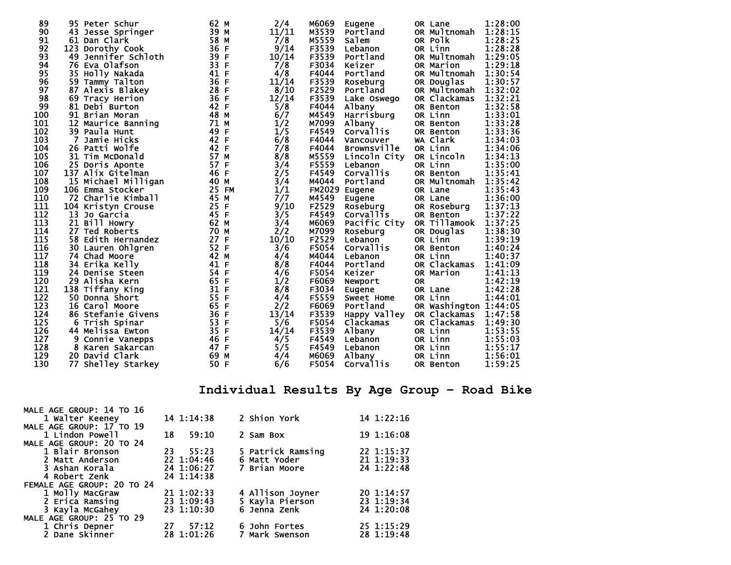| Place | No. | Name | Age | Sex | Div Place | Division | City | State | County | Time |
|---|---|---|---|---|---|---|---|---|---|---|
| 89 | 95 | Peter Schur | 62 | M | 2/4 | M6069 | Eugene | OR | Lane | 1:28:00 |
| 90 | 43 | Jesse Springer | 39 | M | 11/11 | M3539 | Portland | OR | Multnomah | 1:28:15 |
| 91 | 61 | Dan Clark | 58 | M | 7/8 | M5559 | Salem | OR | Polk | 1:28:25 |
| 92 | 123 | Dorothy Cook | 36 | F | 9/14 | F3539 | Lebanon | OR | Linn | 1:28:28 |
| 93 | 49 | Jennifer Schloth | 39 | F | 10/14 | F3539 | Portland | OR | Multnomah | 1:29:05 |
| 94 | 76 | Eva Olafson | 33 | F | 7/8 | F3034 | Keizer | OR | Marion | 1:29:18 |
| 95 | 35 | Holly Nakada | 41 | F | 4/8 | F4044 | Portland | OR | Multnomah | 1:30:54 |
| 96 | 59 | Tammy Talton | 36 | F | 11/14 | F3539 | Roseburg | OR | Douglas | 1:30:57 |
| 97 | 87 | Alexis Blakey | 28 | F | 8/10 | F2529 | Portland | OR | Multnomah | 1:32:02 |
| 98 | 69 | Tracy Herion | 36 | F | 12/14 | F3539 | Lake Oswego | OR | Clackamas | 1:32:21 |
| 99 | 81 | Debi Burton | 42 | F | 5/8 | F4044 | Albany | OR | Benton | 1:32:58 |
| 100 | 91 | Brian Moran | 48 | M | 6/7 | M4549 | Harrisburg | OR | Linn | 1:33:01 |
| 101 | 12 | Maurice Banning | 71 | M | 1/2 | M7099 | Albany | OR | Benton | 1:33:28 |
| 102 | 39 | Paula Hunt | 49 | F | 1/5 | F4549 | Corvallis | OR | Benton | 1:33:36 |
| 103 | 7 | Jamie Hicks | 42 | F | 6/8 | F4044 | Vancouver | WA | Clark | 1:34:03 |
| 104 | 26 | Patti Wolfe | 42 | F | 7/8 | F4044 | Brownsville | OR | Linn | 1:34:06 |
| 105 | 31 | Tim McDonald | 57 | M | 8/8 | M5559 | Lincoln City | OR | Lincoln | 1:34:13 |
| 106 | 25 | Doris Aponte | 57 | F | 3/4 | F5559 | Lebanon | OR | Linn | 1:35:00 |
| 107 | 137 | Alix Gitelman | 46 | F | 2/5 | F4549 | Corvallis | OR | Benton | 1:35:41 |
| 108 | 15 | Michael Milligan | 40 | M | 3/4 | M4044 | Portland | OR | Multnomah | 1:35:42 |
| 109 | 106 | Emma Stocker | 25 | FM | 1/1 | FM2029 | Eugene | OR | Lane | 1:35:43 |
| 110 | 72 | Charlie Kimball | 45 | M | 7/7 | M4549 | Eugene | OR | Lane | 1:36:00 |
| 111 | 104 | Kristyn Crouse | 25 | F | 9/10 | F2529 | Roseburg | OR | Roseburg | 1:37:13 |
| 112 | 13 | Jo Garcia | 45 | F | 3/5 | F4549 | Corvallis | OR | Benton | 1:37:22 |
| 113 | 21 | Bill Howry | 62 | M | 3/4 | M6069 | Pacific City | OR | Tillamook | 1:37:25 |
| 114 | 27 | Ted Roberts | 70 | M | 2/2 | M7099 | Roseburg | OR | Douglas | 1:38:30 |
| 115 | 58 | Edith Hernandez | 27 | F | 10/10 | F2529 | Lebanon | OR | Linn | 1:39:19 |
| 116 | 30 | Lauren Ohlgren | 52 | F | 3/6 | F5054 | Corvallis | OR | Benton | 1:40:24 |
| 117 | 74 | Chad Moore | 42 | M | 4/4 | M4044 | Lebanon | OR | Linn | 1:40:37 |
| 118 | 34 | Erika Kelly | 41 | F | 8/8 | F4044 | Portland | OR | Clackamas | 1:41:09 |
| 119 | 24 | Denise Steen | 54 | F | 4/6 | F5054 | Keizer | OR | Marion | 1:41:13 |
| 120 | 29 | Alisha Kern | 65 | F | 1/2 | F6069 | Newport | OR | | 1:42:19 |
| 121 | 138 | Tiffany King | 31 | F | 8/8 | F3034 | Eugene | OR | Lane | 1:42:28 |
| 122 | 50 | Donna Short | 55 | F | 4/4 | F5559 | Sweet Home | OR | Linn | 1:44:01 |
| 123 | 16 | Carol Moore | 65 | F | 2/2 | F6069 | Portland | OR | Washington | 1:44:05 |
| 124 | 86 | Stefanie Givens | 36 | F | 13/14 | F3539 | Happy Valley | OR | Clackamas | 1:47:58 |
| 125 | 6 | Trish Spinar | 53 | F | 5/6 | F5054 | Clackamas | OR | Clackamas | 1:49:30 |
| 126 | 44 | Melissa Ewton | 35 | F | 14/14 | F3539 | Albany | OR | Linn | 1:53:55 |
| 127 | 9 | Connie Vanepps | 46 | F | 4/5 | F4549 | Lebanon | OR | Linn | 1:55:03 |
| 128 | 8 | Karen Sakarcan | 47 | F | 5/5 | F4549 | Lebanon | OR | Linn | 1:55:17 |
| 129 | 20 | David Clark | 69 | M | 4/4 | M6069 | Albany | OR | Linn | 1:56:01 |
| 130 | 77 | Shelley Starkey | 50 | F | 6/6 | F5054 | Corvallis | OR | Benton | 1:59:25 |

## Individual Results By Age Group - Road Bike

```
MALE AGE GROUP: 14 TO 16
    1 Walter Keeney        14 1:14:38     2 Shion York            14 1:22:16
MALE AGE GROUP: 17 TO 19
    1 Lindon Powell        18   59:10     2 Sam Box               19 1:16:08
MALE AGE GROUP: 20 TO 24
    1 Blair Bronson        23   55:23     5 Patrick Ramsing       22 1:15:37
    2 Matt Anderson        22 1:04:46     6 Matt Yoder            21 1:19:33
    3 Ashan Korala         24 1:06:27     7 Brian Moore           24 1:22:48
    4 Robert Zenk          24 1:14:38
FEMALE AGE GROUP: 20 TO 24
    1 Molly MacGraw        21 1:02:33     4 Allison Joyner        20 1:14:57
    2 Erica Ramsing        23 1:09:43     5 Kayla Pierson         23 1:19:34
    3 Kayla McGahey        23 1:10:30     6 Jenna Zenk            24 1:20:08
MALE AGE GROUP: 25 TO 29
    1 Chris Depner         27   57:12     6 John Fortes           25 1:15:29
    2 Dane Skinner         28 1:01:26     7 Mark Swenson          28 1:19:48
```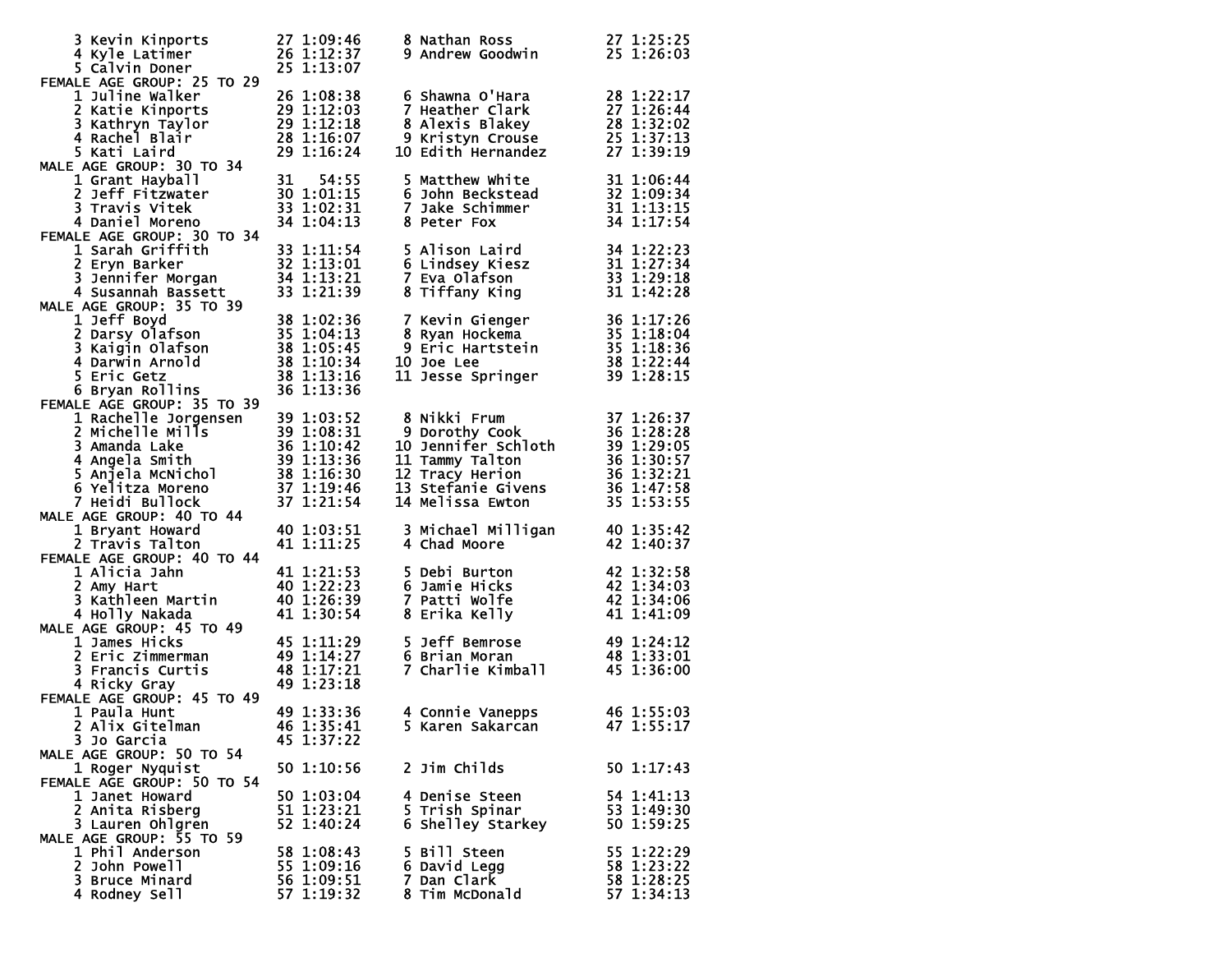| Place | Name | Age | Time | Place | Name | Age | Time |
|---|---|---|---|---|---|---|---|
| 3 | Kevin Kinports | 27 | 1:09:46 | 8 | Nathan Ross | 27 | 1:25:25 |
| 4 | Kyle Latimer | 26 | 1:12:37 | 9 | Andrew Goodwin | 25 | 1:26:03 |
| 5 | Calvin Doner | 25 | 1:13:07 | | | | |

FEMALE AGE GROUP: 25 TO 29

| Place | Name | Age | Time | Place | Name | Age | Time |
|---|---|---|---|---|---|---|---|
| 1 | Juline Walker | 26 | 1:08:38 | 6 | Shawna O'Hara | 28 | 1:22:17 |
| 2 | Katie Kinports | 29 | 1:12:03 | 7 | Heather Clark | 27 | 1:26:44 |
| 3 | Kathryn Taylor | 29 | 1:12:18 | 8 | Alexis Blakey | 28 | 1:32:02 |
| 4 | Rachel Blair | 28 | 1:16:07 | 9 | Kristyn Crouse | 25 | 1:37:13 |
| 5 | Kati Laird | 29 | 1:16:24 | 10 | Edith Hernandez | 27 | 1:39:19 |

MALE AGE GROUP: 30 TO 34

| Place | Name | Age | Time | Place | Name | Age | Time |
|---|---|---|---|---|---|---|---|
| 1 | Grant Hayball | 31 | 54:55 | 5 | Matthew White | 31 | 1:06:44 |
| 2 | Jeff Fitzwater | 30 | 1:01:15 | 6 | John Beckstead | 32 | 1:09:34 |
| 3 | Travis Vitek | 33 | 1:02:31 | 7 | Jake Schimmer | 31 | 1:13:15 |
| 4 | Daniel Moreno | 34 | 1:04:13 | 8 | Peter Fox | 34 | 1:17:54 |

FEMALE AGE GROUP: 30 TO 34

| Place | Name | Age | Time | Place | Name | Age | Time |
|---|---|---|---|---|---|---|---|
| 1 | Sarah Griffith | 33 | 1:11:54 | 5 | Alison Laird | 34 | 1:22:23 |
| 2 | Eryn Barker | 32 | 1:13:01 | 6 | Lindsey Kiesz | 31 | 1:27:34 |
| 3 | Jennifer Morgan | 34 | 1:13:21 | 7 | Eva Olafson | 33 | 1:29:18 |
| 4 | Susannah Bassett | 33 | 1:21:39 | 8 | Tiffany King | 31 | 1:42:28 |

MALE AGE GROUP: 35 TO 39

| Place | Name | Age | Time | Place | Name | Age | Time |
|---|---|---|---|---|---|---|---|
| 1 | Jeff Boyd | 38 | 1:02:36 | 7 | Kevin Gienger | 36 | 1:17:26 |
| 2 | Darsy Olafson | 35 | 1:04:13 | 8 | Ryan Hockema | 35 | 1:18:04 |
| 3 | Kaigin Olafson | 38 | 1:05:45 | 9 | Eric Hartstein | 35 | 1:18:36 |
| 4 | Darwin Arnold | 38 | 1:10:34 | 10 | Joe Lee | 38 | 1:22:44 |
| 5 | Eric Getz | 38 | 1:13:16 | 11 | Jesse Springer | 39 | 1:28:15 |
| 6 | Bryan Rollins | 36 | 1:13:36 | | | | |

FEMALE AGE GROUP: 35 TO 39

| Place | Name | Age | Time | Place | Name | Age | Time |
|---|---|---|---|---|---|---|---|
| 1 | Rachelle Jorgensen | 39 | 1:03:52 | 8 | Nikki Frum | 37 | 1:26:37 |
| 2 | Michelle Mills | 39 | 1:08:31 | 9 | Dorothy Cook | 36 | 1:28:28 |
| 3 | Amanda Lake | 36 | 1:10:42 | 10 | Jennifer Schloth | 39 | 1:29:05 |
| 4 | Angela Smith | 39 | 1:13:36 | 11 | Tammy Talton | 36 | 1:30:57 |
| 5 | Anjela McNichol | 38 | 1:16:30 | 12 | Tracy Herion | 36 | 1:32:21 |
| 6 | Yelitza Moreno | 37 | 1:19:46 | 13 | Stefanie Givens | 36 | 1:47:58 |
| 7 | Heidi Bullock | 37 | 1:21:54 | 14 | Melissa Ewton | 35 | 1:53:55 |

MALE AGE GROUP: 40 TO 44

| Place | Name | Age | Time | Place | Name | Age | Time |
|---|---|---|---|---|---|---|---|
| 1 | Bryant Howard | 40 | 1:03:51 | 3 | Michael Milligan | 40 | 1:35:42 |
| 2 | Travis Talton | 41 | 1:11:25 | 4 | Chad Moore | 42 | 1:40:37 |

FEMALE AGE GROUP: 40 TO 44

| Place | Name | Age | Time | Place | Name | Age | Time |
|---|---|---|---|---|---|---|---|
| 1 | Alicia Jahn | 41 | 1:21:53 | 5 | Debi Burton | 42 | 1:32:58 |
| 2 | Amy Hart | 40 | 1:22:23 | 6 | Jamie Hicks | 42 | 1:34:03 |
| 3 | Kathleen Martin | 40 | 1:26:39 | 7 | Patti Wolfe | 42 | 1:34:06 |
| 4 | Holly Nakada | 41 | 1:30:54 | 8 | Erika Kelly | 41 | 1:41:09 |

MALE AGE GROUP: 45 TO 49

| Place | Name | Age | Time | Place | Name | Age | Time |
|---|---|---|---|---|---|---|---|
| 1 | James Hicks | 45 | 1:11:29 | 5 | Jeff Bemrose | 49 | 1:24:12 |
| 2 | Eric Zimmerman | 49 | 1:14:27 | 6 | Brian Moran | 48 | 1:33:01 |
| 3 | Francis Curtis | 48 | 1:17:21 | 7 | Charlie Kimball | 45 | 1:36:00 |
| 4 | Ricky Gray | 49 | 1:23:18 | | | | |

FEMALE AGE GROUP: 45 TO 49

| Place | Name | Age | Time | Place | Name | Age | Time |
|---|---|---|---|---|---|---|---|
| 1 | Paula Hunt | 49 | 1:33:36 | 4 | Connie Vanepps | 46 | 1:55:03 |
| 2 | Alix Gitelman | 46 | 1:35:41 | 5 | Karen Sakarcan | 47 | 1:55:17 |
| 3 | Jo Garcia | 45 | 1:37:22 | | | | |

MALE AGE GROUP: 50 TO 54

| Place | Name | Age | Time | Place | Name | Age | Time |
|---|---|---|---|---|---|---|---|
| 1 | Roger Nyquist | 50 | 1:10:56 | 2 | Jim Childs | 50 | 1:17:43 |

FEMALE AGE GROUP: 50 TO 54

| Place | Name | Age | Time | Place | Name | Age | Time |
|---|---|---|---|---|---|---|---|
| 1 | Janet Howard | 50 | 1:03:04 | 4 | Denise Steen | 54 | 1:41:13 |
| 2 | Anita Risberg | 51 | 1:23:21 | 5 | Trish Spinar | 53 | 1:49:30 |
| 3 | Lauren Ohlgren | 52 | 1:40:24 | 6 | Shelley Starkey | 50 | 1:59:25 |

MALE AGE GROUP: 55 TO 59

| Place | Name | Age | Time | Place | Name | Age | Time |
|---|---|---|---|---|---|---|---|
| 1 | Phil Anderson | 58 | 1:08:43 | 5 | Bill Steen | 55 | 1:22:29 |
| 2 | John Powell | 55 | 1:09:16 | 6 | David Legg | 58 | 1:23:22 |
| 3 | Bruce Minard | 56 | 1:09:51 | 7 | Dan Clark | 58 | 1:28:25 |
| 4 | Rodney Sell | 57 | 1:19:32 | 8 | Tim McDonald | 57 | 1:34:13 |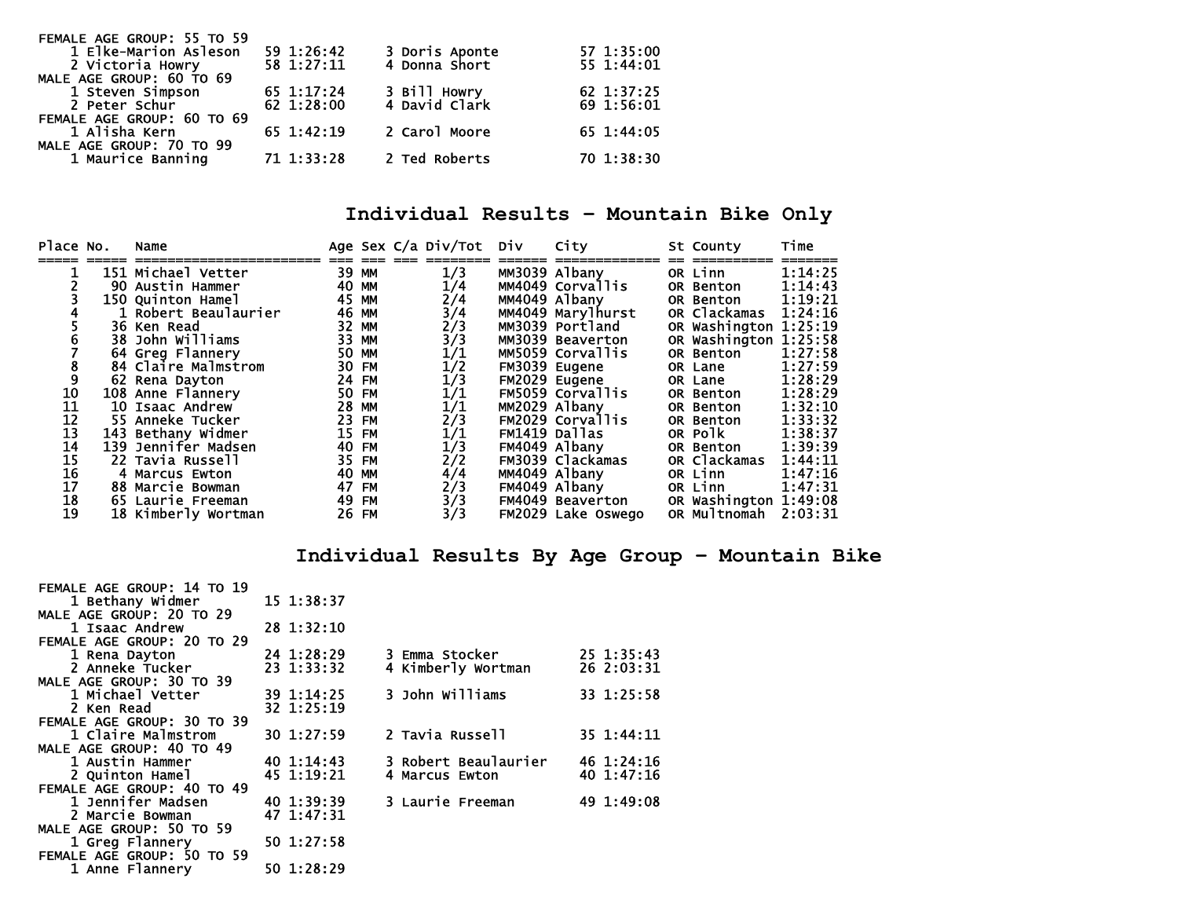FEMALE AGE GROUP: 55 TO 59

| | | | | | | | |
|---|---|---|---|---|---|---|---|
| 1 | Elke-Marion Asleson | 59 | 1:26:42 | 3 | Doris Aponte | 57 | 1:35:00 |
| 2 | Victoria Howry | 58 | 1:27:11 | 4 | Donna Short | 55 | 1:44:01 |

MALE AGE GROUP: 60 TO 69

| | | | | | | | |
|---|---|---|---|---|---|---|---|
| 1 | Steven Simpson | 65 | 1:17:24 | 3 | Bill Howry | 62 | 1:37:25 |
| 2 | Peter Schur | 62 | 1:28:00 | 4 | David Clark | 69 | 1:56:01 |

FEMALE AGE GROUP: 60 TO 69

| | | | | | | | |
|---|---|---|---|---|---|---|---|
| 1 | Alisha Kern | 65 | 1:42:19 | 2 | Carol Moore | 65 | 1:44:05 |

MALE AGE GROUP: 70 TO 99

| | | | | | | | |
|---|---|---|---|---|---|---|---|
| 1 | Maurice Banning | 71 | 1:33:28 | 2 | Ted Roberts | 70 | 1:38:30 |

# Individual Results - Mountain Bike Only

| Place | No. | Name | Age | Sex | C/a | Div/Tot | Div | City | St | County | Time |
|---|---|---|---|---|---|---|---|---|---|---|---|
| 1 | 151 | Michael Vetter | 39 | MM | | 1/3 | MM3039 | Albany | OR | Linn | 1:14:25 |
| 2 | 90 | Austin Hammer | 40 | MM | | 1/4 | MM4049 | Corvallis | OR | Benton | 1:14:43 |
| 3 | 150 | Quinton Hamel | 45 | MM | | 2/4 | MM4049 | Albany | OR | Benton | 1:19:21 |
| 4 | 1 | Robert Beaulaurier | 46 | MM | | 3/4 | MM4049 | Marylhurst | OR | Clackamas | 1:24:16 |
| 5 | 36 | Ken Read | 32 | MM | | 2/3 | MM3039 | Portland | OR | Washington | 1:25:19 |
| 6 | 38 | John Williams | 33 | MM | | 3/3 | MM3039 | Beaverton | OR | Washington | 1:25:58 |
| 7 | 64 | Greg Flannery | 50 | MM | | 1/1 | MM5059 | Corvallis | OR | Benton | 1:27:58 |
| 8 | 84 | Claire Malmstrom | 30 | FM | | 1/2 | FM3039 | Eugene | OR | Lane | 1:27:59 |
| 9 | 62 | Rena Dayton | 24 | FM | | 1/3 | FM2029 | Eugene | OR | Lane | 1:28:29 |
| 10 | 108 | Anne Flannery | 50 | FM | | 1/1 | FM5059 | Corvallis | OR | Benton | 1:28:29 |
| 11 | 10 | Isaac Andrew | 28 | MM | | 1/1 | MM2029 | Albany | OR | Benton | 1:32:10 |
| 12 | 55 | Anneke Tucker | 23 | FM | | 2/3 | FM2029 | Corvallis | OR | Benton | 1:33:32 |
| 13 | 143 | Bethany Widmer | 15 | FM | | 1/1 | FM1419 | Dallas | OR | Polk | 1:38:37 |
| 14 | 139 | Jennifer Madsen | 40 | FM | | 1/3 | FM4049 | Albany | OR | Benton | 1:39:39 |
| 15 | 22 | Tavia Russell | 35 | FM | | 2/2 | FM3039 | Clackamas | OR | Clackamas | 1:44:11 |
| 16 | 4 | Marcus Ewton | 40 | MM | | 4/4 | MM4049 | Albany | OR | Linn | 1:47:16 |
| 17 | 88 | Marcie Bowman | 47 | FM | | 2/3 | FM4049 | Albany | OR | Linn | 1:47:31 |
| 18 | 65 | Laurie Freeman | 49 | FM | | 3/3 | FM4049 | Beaverton | OR | Washington | 1:49:08 |
| 19 | 18 | Kimberly Wortman | 26 | FM | | 3/3 | FM2029 | Lake Oswego | OR | Multnomah | 2:03:31 |

# Individual Results By Age Group - Mountain Bike

FEMALE AGE GROUP: 14 TO 19

| | | | | | | | |
|---|---|---|---|---|---|---|---|
| 1 | Bethany Widmer | 15 | 1:38:37 | | | | |

MALE AGE GROUP: 20 TO 29

| | | | | | | | |
|---|---|---|---|---|---|---|---|
| 1 | Isaac Andrew | 28 | 1:32:10 | | | | |

FEMALE AGE GROUP: 20 TO 29

| | | | | | | | |
|---|---|---|---|---|---|---|---|
| 1 | Rena Dayton | 24 | 1:28:29 | 3 | Emma Stocker | 25 | 1:35:43 |
| 2 | Anneke Tucker | 23 | 1:33:32 | 4 | Kimberly Wortman | 26 | 2:03:31 |

MALE AGE GROUP: 30 TO 39

| | | | | | | | |
|---|---|---|---|---|---|---|---|
| 1 | Michael Vetter | 39 | 1:14:25 | 3 | John Williams | 33 | 1:25:58 |
| 2 | Ken Read | 32 | 1:25:19 | | | | |

FEMALE AGE GROUP: 30 TO 39

| | | | | | | | |
|---|---|---|---|---|---|---|---|
| 1 | Claire Malmstrom | 30 | 1:27:59 | 2 | Tavia Russell | 35 | 1:44:11 |

MALE AGE GROUP: 40 TO 49

| | | | | | | | |
|---|---|---|---|---|---|---|---|
| 1 | Austin Hammer | 40 | 1:14:43 | 3 | Robert Beaulaurier | 46 | 1:24:16 |
| 2 | Quinton Hamel | 45 | 1:19:21 | 4 | Marcus Ewton | 40 | 1:47:16 |

FEMALE AGE GROUP: 40 TO 49

| | | | | | | | |
|---|---|---|---|---|---|---|---|
| 1 | Jennifer Madsen | 40 | 1:39:39 | 3 | Laurie Freeman | 49 | 1:49:08 |
| 2 | Marcie Bowman | 47 | 1:47:31 | | | | |

MALE AGE GROUP: 50 TO 59

| | | | | | | | |
|---|---|---|---|---|---|---|---|
| 1 | Greg Flannery | 50 | 1:27:58 | | | | |

FEMALE AGE GROUP: 50 TO 59

| | | | | | | | |
|---|---|---|---|---|---|---|---|
| 1 | Anne Flannery | 50 | 1:28:29 | | | | |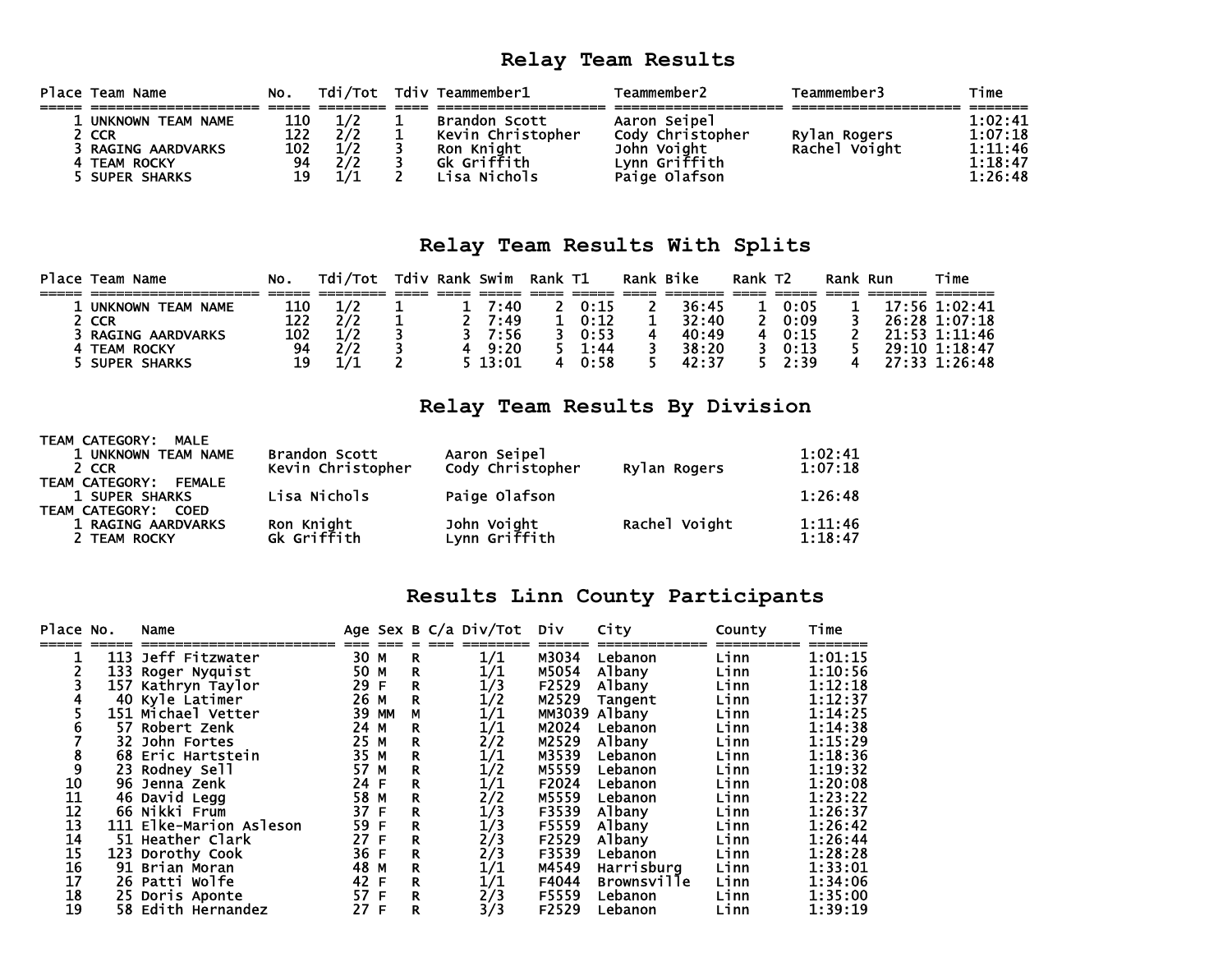## Relay Team Results

| Place | Team Name | No. | Tdi/Tot | Tdiv | Teammember1 | Teammember2 | Teammember3 | Time |
|---|---|---|---|---|---|---|---|---|
| 1 | UNKNOWN TEAM NAME | 110 | 1/2 | 1 | Brandon Scott | Aaron Seipel | | 1:02:41 |
| 2 | CCR | 122 | 2/2 | 1 | Kevin Christopher | Cody Christopher | Rylan Rogers | 1:07:18 |
| 3 | RAGING AARDVARKS | 102 | 1/2 | 3 | Ron Knight | John Voight | Rachel Voight | 1:11:46 |
| 4 | TEAM ROCKY | 94 | 2/2 | 3 | Gk Griffith | Lynn Griffith | | 1:18:47 |
| 5 | SUPER SHARKS | 19 | 1/1 | 2 | Lisa Nichols | Paige Olafson | | 1:26:48 |

## Relay Team Results With Splits

| Place | Team Name | No. | Tdi/Tot | Tdiv | Rank | Swim | Rank | T1 | Rank | Bike | Rank | T2 | Rank | Run | Time |
|---|---|---|---|---|---|---|---|---|---|---|---|---|---|---|---|
| 1 | UNKNOWN TEAM NAME | 110 | 1/2 | 1 | 1 | 7:40 | 2 | 0:15 | 2 | 36:45 | 1 | 0:05 | 1 | 17:56 | 1:02:41 |
| 2 | CCR | 122 | 2/2 | 1 | 2 | 7:49 | 1 | 0:12 | 1 | 32:40 | 2 | 0:09 | 3 | 26:28 | 1:07:18 |
| 3 | RAGING AARDVARKS | 102 | 1/2 | 3 | 3 | 7:56 | 3 | 0:53 | 4 | 40:49 | 4 | 0:15 | 2 | 21:53 | 1:11:46 |
| 4 | TEAM ROCKY | 94 | 2/2 | 3 | 4 | 9:20 | 5 | 1:44 | 3 | 38:20 | 3 | 0:13 | 5 | 29:10 | 1:18:47 |
| 5 | SUPER SHARKS | 19 | 1/1 | 2 | 5 | 13:01 | 4 | 0:58 | 5 | 42:37 | 5 | 2:39 | 4 | 27:33 | 1:26:48 |

## Relay Team Results By Division

| Place | Team Name | Teammember1 | Teammember2 | Teammember3 | Time |
|---|---|---|---|---|---|
| **TEAM CATEGORY: MALE** | | | | | |
| 1 | UNKNOWN TEAM NAME | Brandon Scott | Aaron Seipel | | 1:02:41 |
| 2 | CCR | Kevin Christopher | Cody Christopher | Rylan Rogers | 1:07:18 |
| **TEAM CATEGORY: FEMALE** | | | | | |
| 1 | SUPER SHARKS | Lisa Nichols | Paige Olafson | | 1:26:48 |
| **TEAM CATEGORY: COED** | | | | | |
| 1 | RAGING AARDVARKS | Ron Knight | John Voight | Rachel Voight | 1:11:46 |
| 2 | TEAM ROCKY | Gk Griffith | Lynn Griffith | | 1:18:47 |

## Results Linn County Participants

| Place | No. | Name | Age | Sex | B | C/a | Div/Tot | Div | City | County | Time |
|---|---|---|---|---|---|---|---|---|---|---|---|
| 1 | 113 | Jeff Fitzwater | 30 | M | R | | 1/1 | M3034 | Lebanon | Linn | 1:01:15 |
| 2 | 133 | Roger Nyquist | 50 | M | R | | 1/1 | M5054 | Albany | Linn | 1:10:56 |
| 3 | 157 | Kathryn Taylor | 29 | F | R | | 1/3 | F2529 | Albany | Linn | 1:12:18 |
| 4 | 40 | Kyle Latimer | 26 | M | R | | 1/2 | M2529 | Tangent | Linn | 1:12:37 |
| 5 | 151 | Michael Vetter | 39 | MM | M | | 1/1 | MM3039 | Albany | Linn | 1:14:25 |
| 6 | 57 | Robert Zenk | 24 | M | R | | 1/1 | M2024 | Lebanon | Linn | 1:14:38 |
| 7 | 32 | John Fortes | 25 | M | R | | 2/2 | M2529 | Albany | Linn | 1:15:29 |
| 8 | 68 | Eric Hartstein | 35 | M | R | | 1/1 | M3539 | Lebanon | Linn | 1:18:36 |
| 9 | 23 | Rodney Sell | 57 | M | R | | 1/2 | M5559 | Lebanon | Linn | 1:19:32 |
| 10 | 96 | Jenna Zenk | 24 | F | R | | 1/1 | F2024 | Lebanon | Linn | 1:20:08 |
| 11 | 46 | David Legg | 58 | M | R | | 2/2 | M5559 | Lebanon | Linn | 1:23:22 |
| 12 | 66 | Nikki Frum | 37 | F | R | | 1/3 | F3539 | Albany | Linn | 1:26:37 |
| 13 | 111 | Elke-Marion Asleson | 59 | F | R | | 1/3 | F5559 | Albany | Linn | 1:26:42 |
| 14 | 51 | Heather Clark | 27 | F | R | | 2/3 | F2529 | Albany | Linn | 1:26:44 |
| 15 | 123 | Dorothy Cook | 36 | F | R | | 2/3 | F3539 | Lebanon | Linn | 1:28:28 |
| 16 | 91 | Brian Moran | 48 | M | R | | 1/1 | M4549 | Harrisburg | Linn | 1:33:01 |
| 17 | 26 | Patti Wolfe | 42 | F | R | | 1/1 | F4044 | Brownsville | Linn | 1:34:06 |
| 18 | 25 | Doris Aponte | 57 | F | R | | 2/3 | F5559 | Lebanon | Linn | 1:35:00 |
| 19 | 58 | Edith Hernandez | 27 | F | R | | 3/3 | F2529 | Lebanon | Linn | 1:39:19 |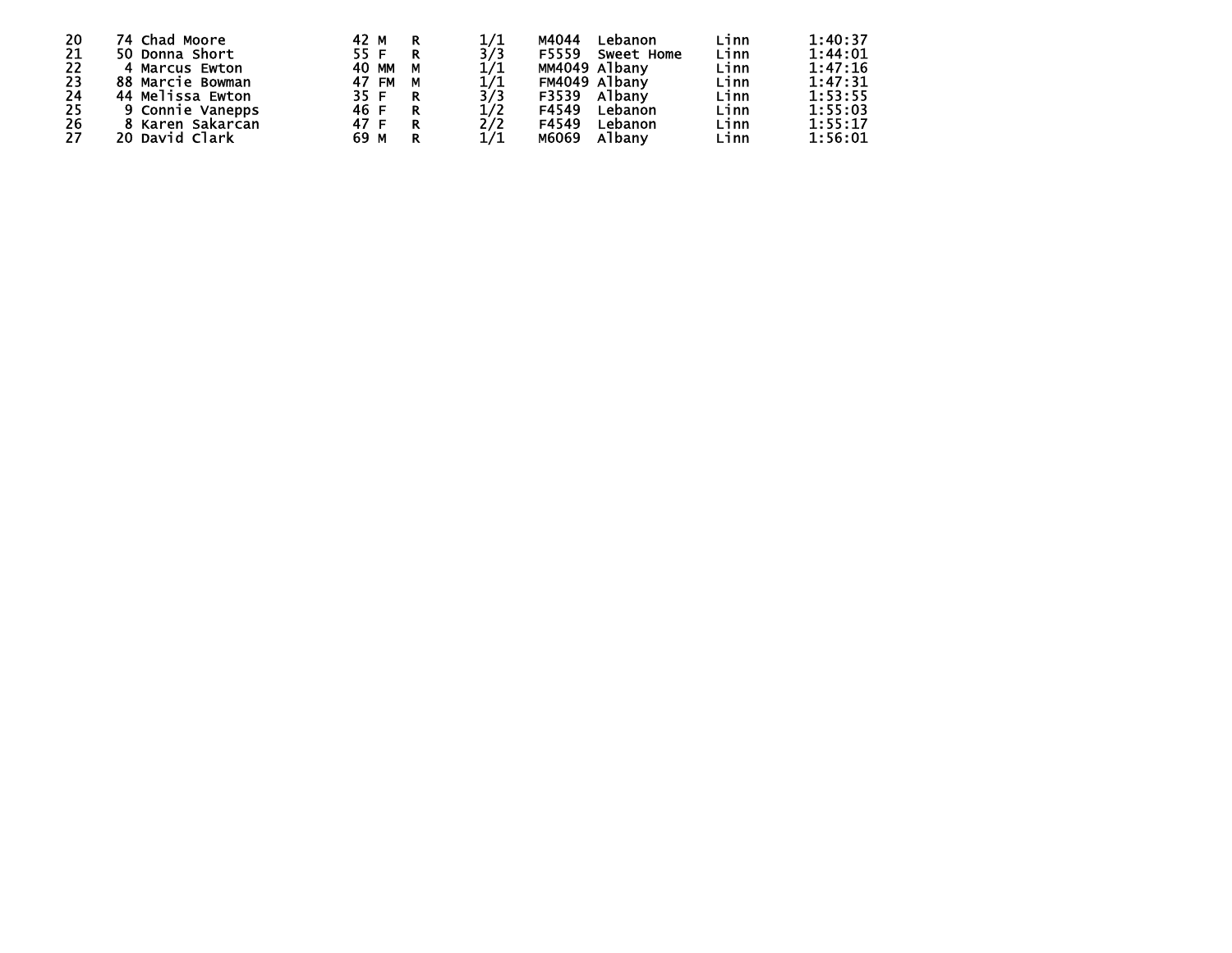| | | | | | | | | | | |
|---|---|---|---|---|---|---|---|---|---|---|
| 20 | 74 | Chad Moore | 42 | M | R | 1/1 | M4044 | Lebanon | Linn | 1:40:37 |
| 21 | 50 | Donna Short | 55 | F | R | 3/3 | F5559 | Sweet Home | Linn | 1:44:01 |
| 22 | 4 | Marcus Ewton | 40 | MM | M | 1/1 | MM4049 | Albany | Linn | 1:47:16 |
| 23 | 88 | Marcie Bowman | 47 | FM | M | 1/1 | FM4049 | Albany | Linn | 1:47:31 |
| 24 | 44 | Melissa Ewton | 35 | F | R | 3/3 | F3539 | Albany | Linn | 1:53:55 |
| 25 | 9 | Connie Vanepps | 46 | F | R | 1/2 | F4549 | Lebanon | Linn | 1:55:03 |
| 26 | 8 | Karen Sakarcan | 47 | F | R | 2/2 | F4549 | Lebanon | Linn | 1:55:17 |
| 27 | 20 | David Clark | 69 | M | R | 1/1 | M6069 | Albany | Linn | 1:56:01 |